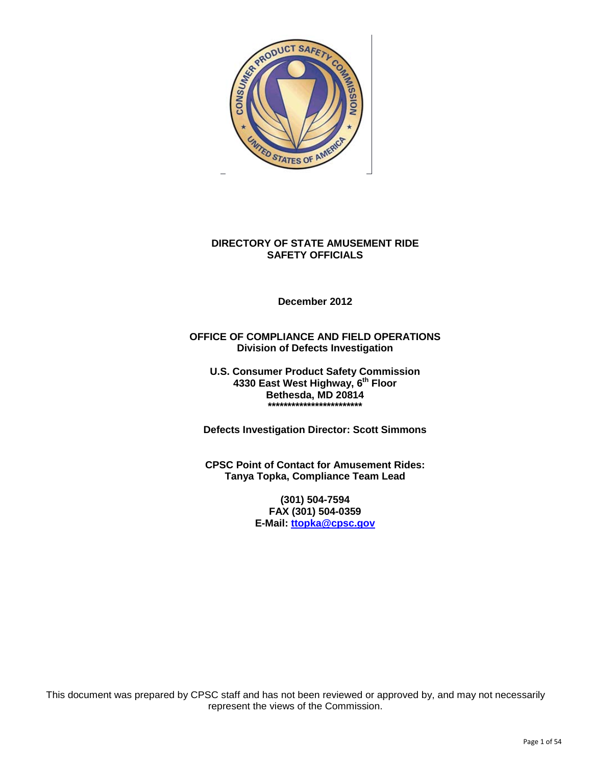# DIRECTORY OF STATE AMUSEMENT RIDE SAFETY OFFICIALS

**December 2012**

**OFFICE OF COMPLIANCE AND FIELD OPERATIONS**
**Division of Defects Investigation**

**U.S. Consumer Product Safety Commission**
**4330 East West Highway, 6th Floor**
**Bethesda, MD 20814**
**************************

**Defects Investigation Director: Scott Simmons**

**CPSC Point of Contact for Amusement Rides:**
**Tanya Topka, Compliance Team Lead**

**(301) 504-7594**
**FAX (301) 504-0359**
**E-Mail: ttopka@cpsc.gov**

This document was prepared by CPSC staff and has not been reviewed or approved by, and may not necessarily represent the views of the Commission.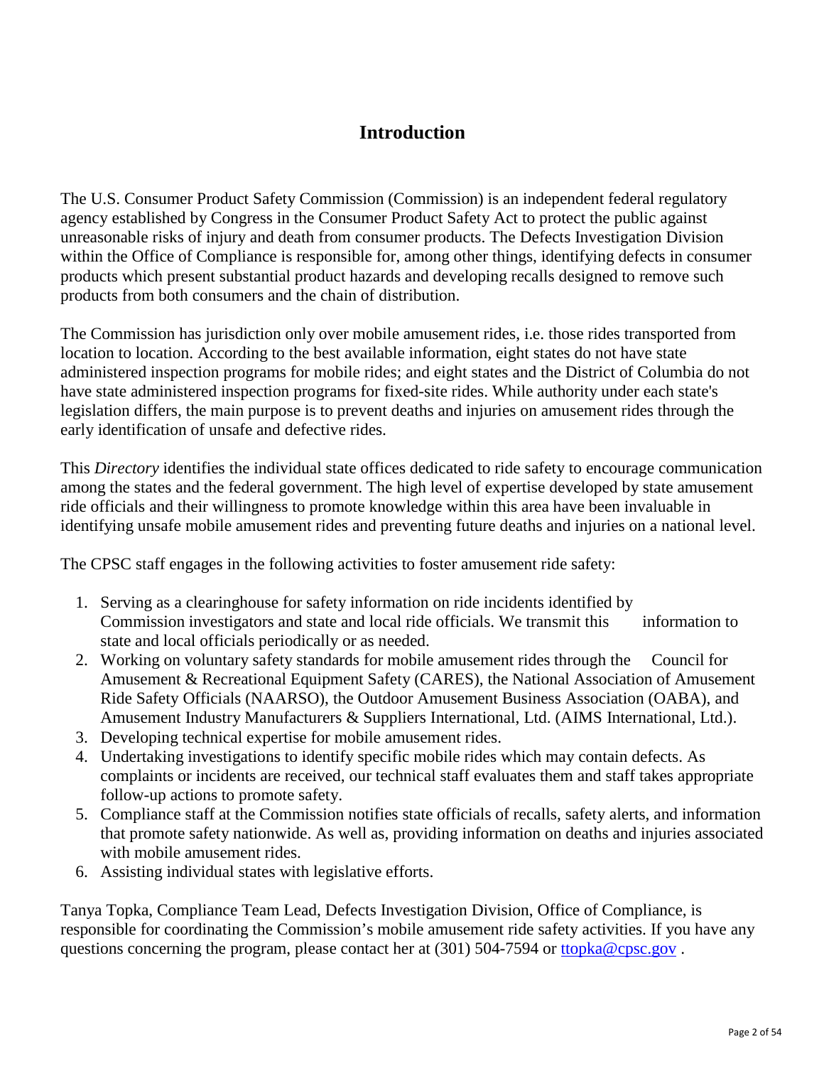# Introduction

The U.S. Consumer Product Safety Commission (Commission) is an independent federal regulatory agency established by Congress in the Consumer Product Safety Act to protect the public against unreasonable risks of injury and death from consumer products. The Defects Investigation Division within the Office of Compliance is responsible for, among other things, identifying defects in consumer products which present substantial product hazards and developing recalls designed to remove such products from both consumers and the chain of distribution.

The Commission has jurisdiction only over mobile amusement rides, i.e. those rides transported from location to location. According to the best available information, eight states do not have state administered inspection programs for mobile rides; and eight states and the District of Columbia do not have state administered inspection programs for fixed-site rides. While authority under each state's legislation differs, the main purpose is to prevent deaths and injuries on amusement rides through the early identification of unsafe and defective rides.

This *Directory* identifies the individual state offices dedicated to ride safety to encourage communication among the states and the federal government. The high level of expertise developed by state amusement ride officials and their willingness to promote knowledge within this area have been invaluable in identifying unsafe mobile amusement rides and preventing future deaths and injuries on a national level.

The CPSC staff engages in the following activities to foster amusement ride safety:

1. Serving as a clearinghouse for safety information on ride incidents identified by Commission investigators and state and local ride officials. We transmit this information to state and local officials periodically or as needed.
2. Working on voluntary safety standards for mobile amusement rides through the Council for Amusement & Recreational Equipment Safety (CARES), the National Association of Amusement Ride Safety Officials (NAARSO), the Outdoor Amusement Business Association (OABA), and Amusement Industry Manufacturers & Suppliers International, Ltd. (AIMS International, Ltd.).
3. Developing technical expertise for mobile amusement rides.
4. Undertaking investigations to identify specific mobile rides which may contain defects. As complaints or incidents are received, our technical staff evaluates them and staff takes appropriate follow-up actions to promote safety.
5. Compliance staff at the Commission notifies state officials of recalls, safety alerts, and information that promote safety nationwide. As well as, providing information on deaths and injuries associated with mobile amusement rides.
6. Assisting individual states with legislative efforts.

Tanya Topka, Compliance Team Lead, Defects Investigation Division, Office of Compliance, is responsible for coordinating the Commission's mobile amusement ride safety activities. If you have any questions concerning the program, please contact her at (301) 504-7594 or [ttopka@cpsc.gov](mailto:ttopka@cpsc.gov) .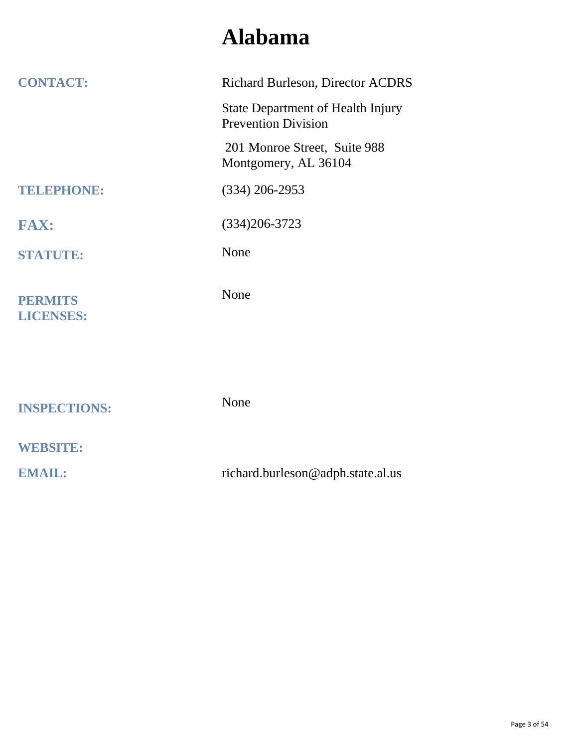# Alabama

**CONTACT:** Richard Burleson, Director ACDRS

State Department of Health Injury Prevention Division

201 Monroe Street, Suite 988
Montgomery, AL 36104

**TELEPHONE:** (334) 206-2953

**FAX:** (334)206-3723

**STATUTE:** None

**PERMITS LICENSES:** None

**INSPECTIONS:** None

**WEBSITE:**

**EMAIL:** richard.burleson@adph.state.al.us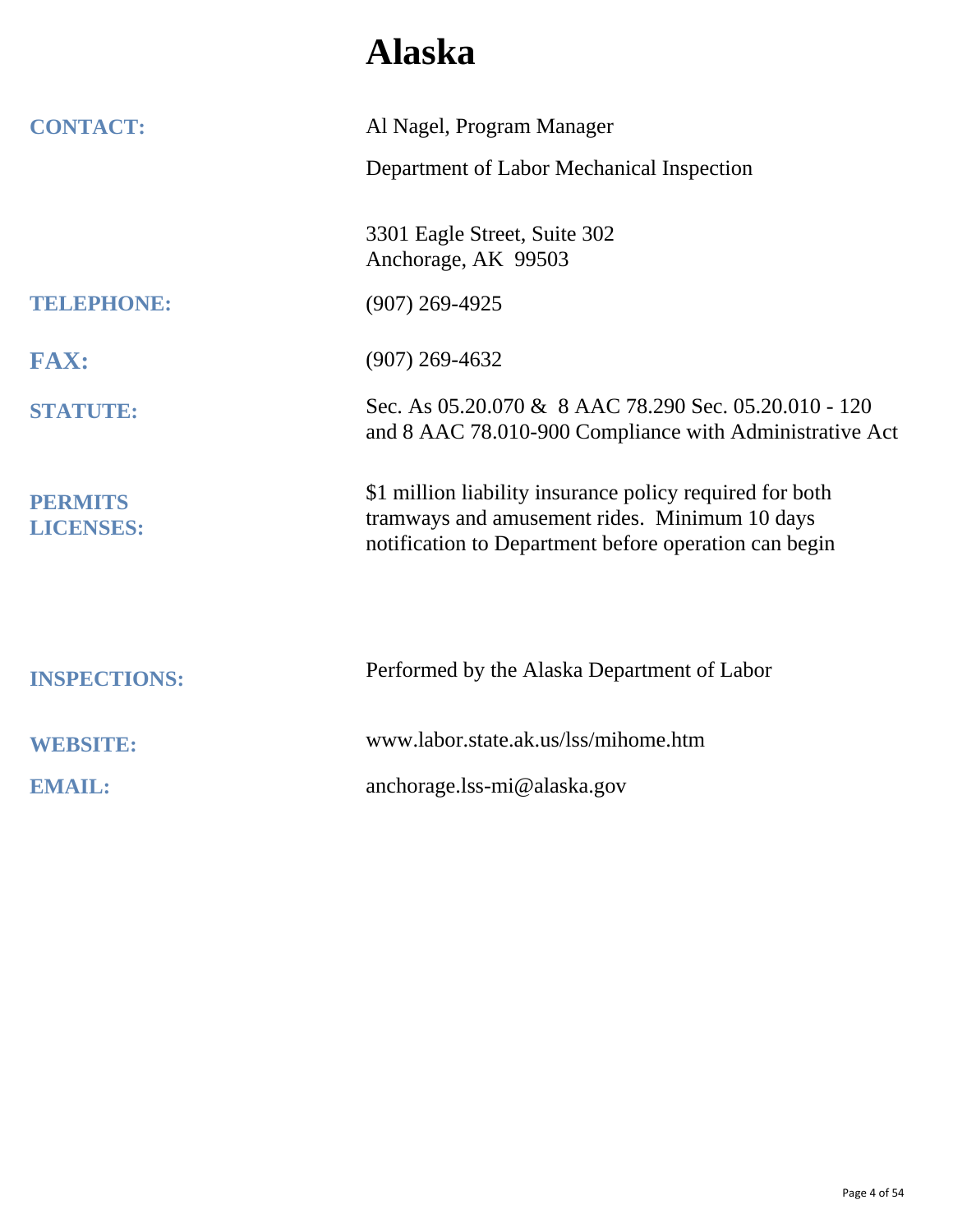# Alaska

**CONTACT:** Al Nagel, Program Manager

Department of Labor Mechanical Inspection

3301 Eagle Street, Suite 302
Anchorage, AK 99503

**TELEPHONE:** (907) 269-4925

**FAX:** (907) 269-4632

**STATUTE:** Sec. As 05.20.070 & 8 AAC 78.290 Sec. 05.20.010 - 120 and 8 AAC 78.010-900 Compliance with Administrative Act

**PERMITS LICENSES:** $1 million liability insurance policy required for both tramways and amusement rides. Minimum 10 days notification to Department before operation can begin

**INSPECTIONS:** Performed by the Alaska Department of Labor

**WEBSITE:** www.labor.state.ak.us/lss/mihome.htm

**EMAIL:** anchorage.lss-mi@alaska.gov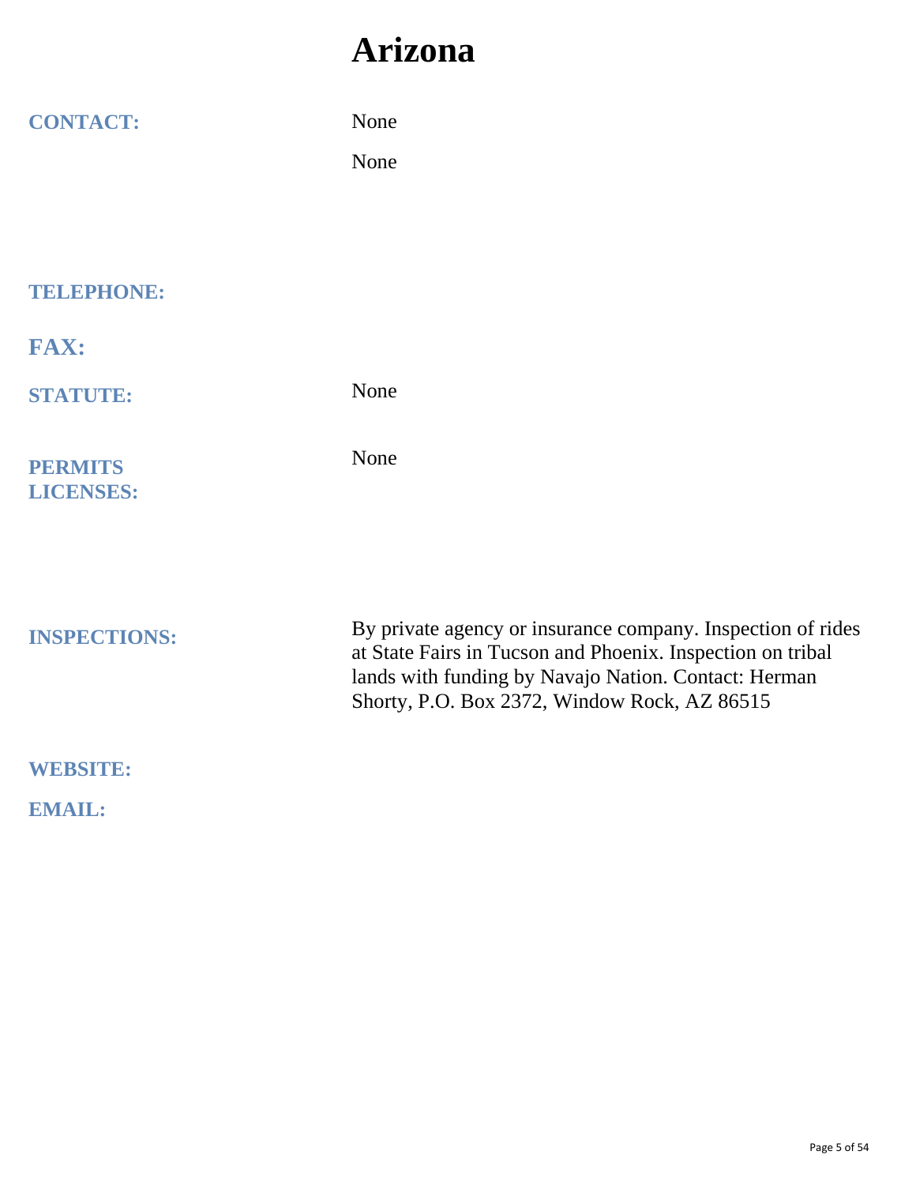# Arizona

**CONTACT:** None

None

**TELEPHONE:**

**FAX:**

**STATUTE:** None

**PERMITS LICENSES:** None

**INSPECTIONS:** By private agency or insurance company. Inspection of rides at State Fairs in Tucson and Phoenix. Inspection on tribal lands with funding by Navajo Nation. Contact: Herman Shorty, P.O. Box 2372, Window Rock, AZ 86515

**WEBSITE:**

**EMAIL:**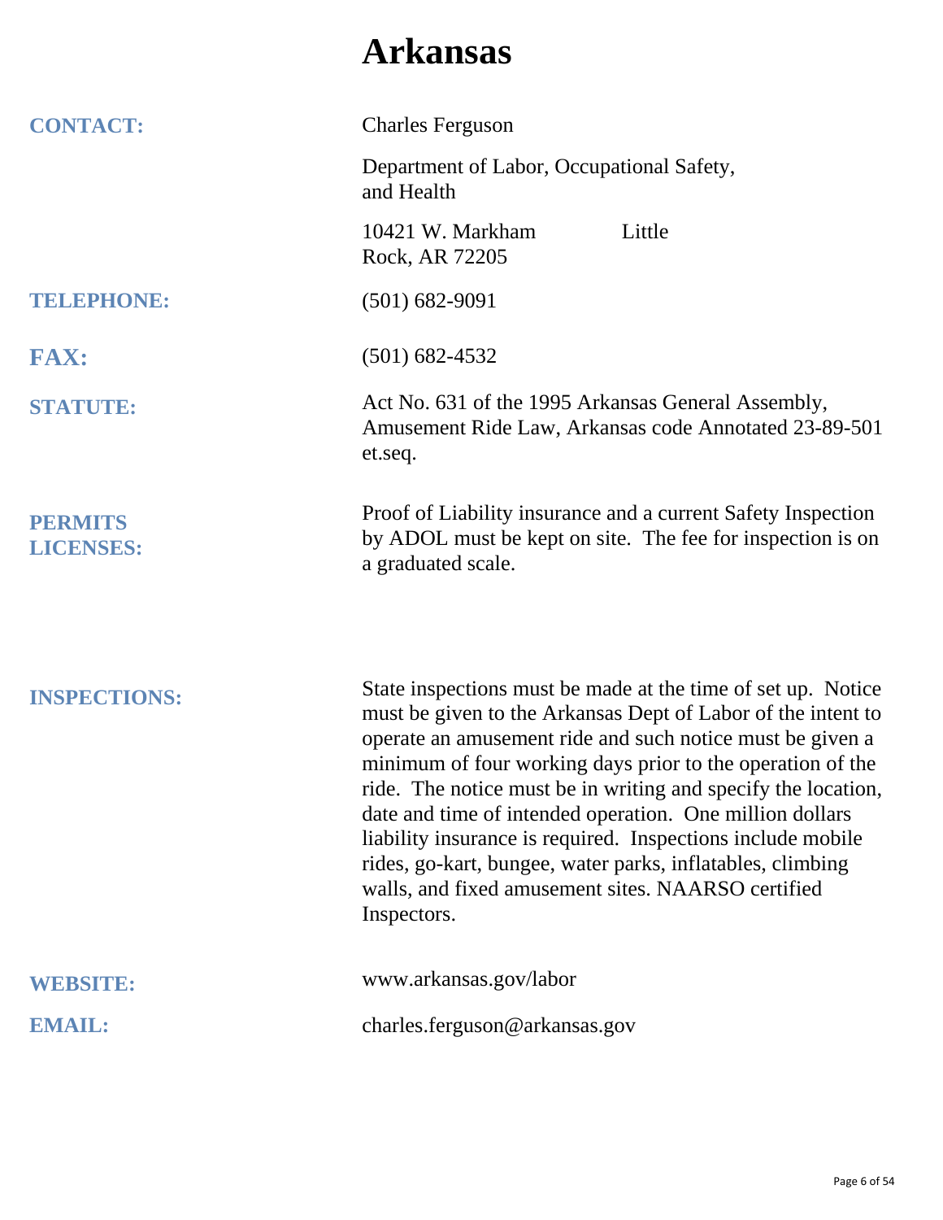# Arkansas

**CONTACT:** Charles Ferguson

Department of Labor, Occupational Safety, and Health

10421 W. Markham Little Rock, AR 72205

**TELEPHONE:** (501) 682-9091

**FAX:** (501) 682-4532

**STATUTE:** Act No. 631 of the 1995 Arkansas General Assembly, Amusement Ride Law, Arkansas code Annotated 23-89-501 et.seq.

**PERMITS LICENSES:** Proof of Liability insurance and a current Safety Inspection by ADOL must be kept on site. The fee for inspection is on a graduated scale.

**INSPECTIONS:** State inspections must be made at the time of set up. Notice must be given to the Arkansas Dept of Labor of the intent to operate an amusement ride and such notice must be given a minimum of four working days prior to the operation of the ride. The notice must be in writing and specify the location, date and time of intended operation. One million dollars liability insurance is required. Inspections include mobile rides, go-kart, bungee, water parks, inflatables, climbing walls, and fixed amusement sites. NAARSO certified Inspectors.

**WEBSITE:** www.arkansas.gov/labor

**EMAIL:** charles.ferguson@arkansas.gov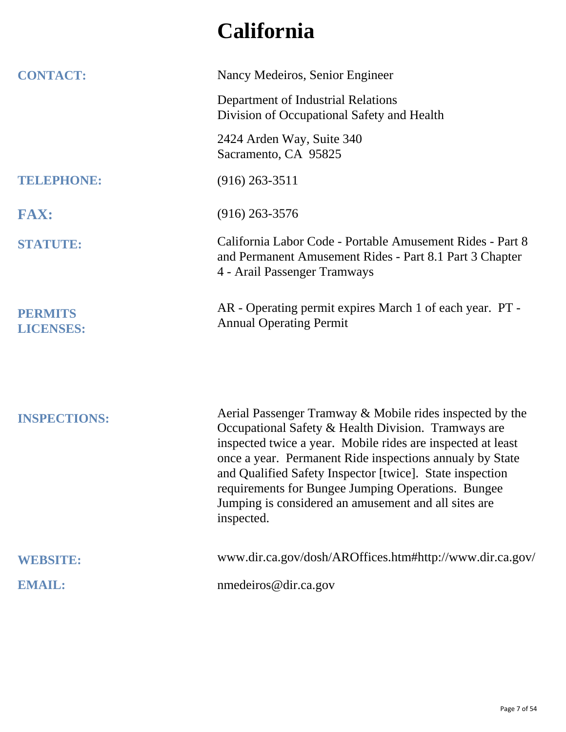# California

**CONTACT:** Nancy Medeiros, Senior Engineer

Department of Industrial Relations
Division of Occupational Safety and Health

2424 Arden Way, Suite 340
Sacramento, CA 95825

**TELEPHONE:** (916) 263-3511

**FAX:** (916) 263-3576

**STATUTE:** California Labor Code - Portable Amusement Rides - Part 8 and Permanent Amusement Rides - Part 8.1 Part 3 Chapter 4 - Arail Passenger Tramways

**PERMITS LICENSES:** AR - Operating permit expires March 1 of each year. PT - Annual Operating Permit

**INSPECTIONS:** Aerial Passenger Tramway & Mobile rides inspected by the Occupational Safety & Health Division. Tramways are inspected twice a year. Mobile rides are inspected at least once a year. Permanent Ride inspections annualy by State and Qualified Safety Inspector [twice]. State inspection requirements for Bungee Jumping Operations. Bungee Jumping is considered an amusement and all sites are inspected.

**WEBSITE:** www.dir.ca.gov/dosh/AROffices.htm#http://www.dir.ca.gov/

**EMAIL:** nmedeiros@dir.ca.gov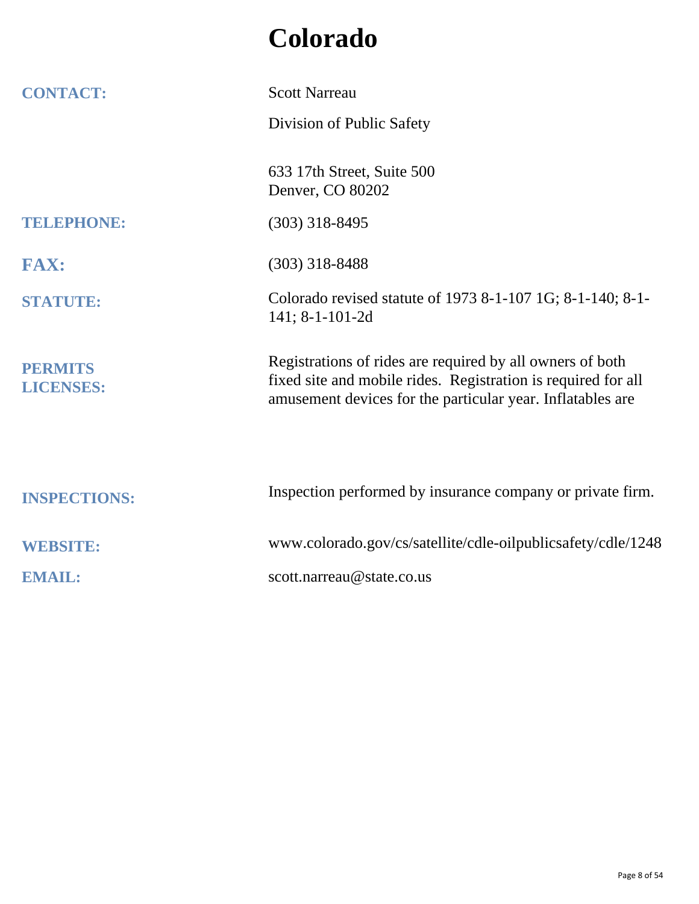# Colorado

**CONTACT:** Scott Narreau

Division of Public Safety

633 17th Street, Suite 500
Denver, CO 80202

**TELEPHONE:** (303) 318-8495

**FAX:** (303) 318-8488

**STATUTE:** Colorado revised statute of 1973 8-1-107 1G; 8-1-140; 8-1-141; 8-1-101-2d

**PERMITS LICENSES:** Registrations of rides are required by all owners of both fixed site and mobile rides. Registration is required for all amusement devices for the particular year. Inflatables are

**INSPECTIONS:** Inspection performed by insurance company or private firm.

**WEBSITE:** www.colorado.gov/cs/satellite/cdle-oilpublicsafety/cdle/1248

**EMAIL:** scott.narreau@state.co.us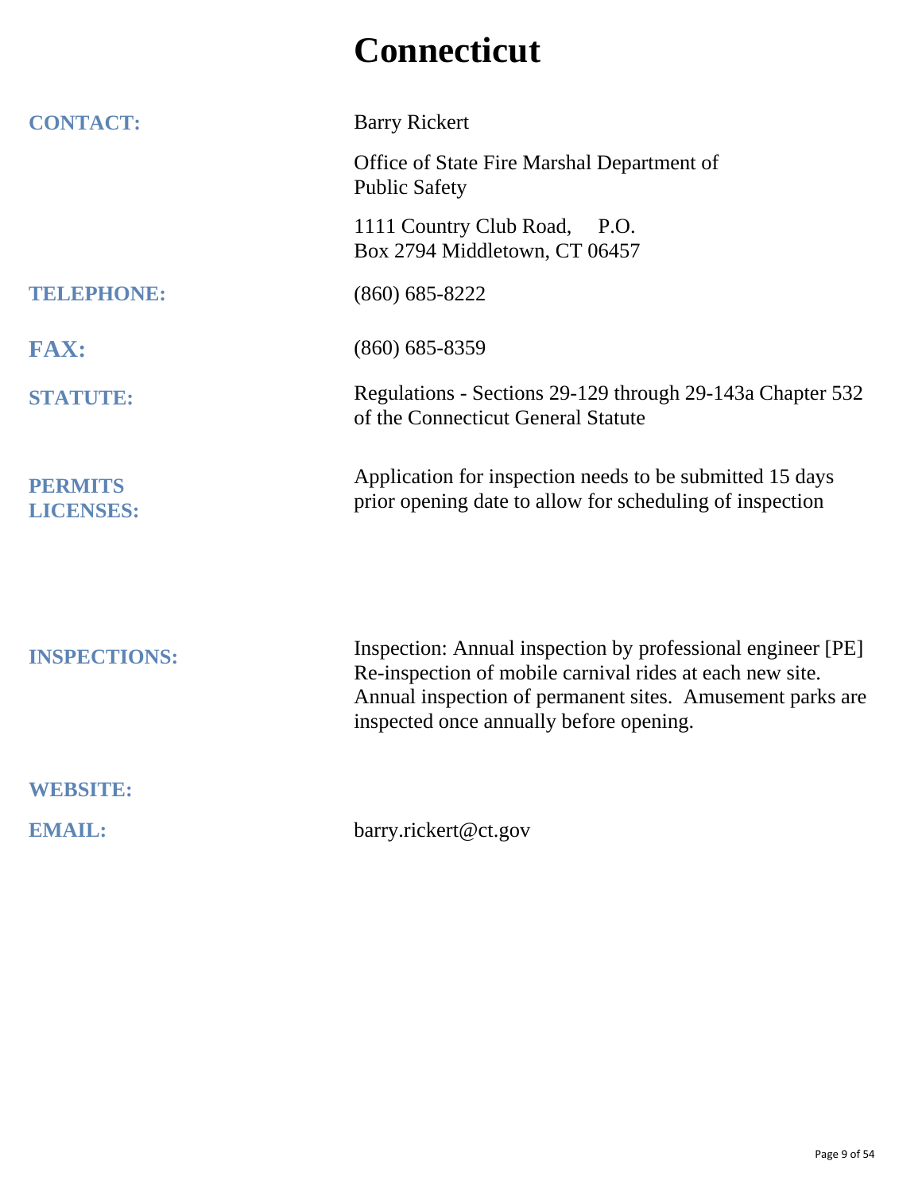# Connecticut

**CONTACT:** Barry Rickert

Office of State Fire Marshal Department of Public Safety

1111 Country Club Road, P.O. Box 2794 Middletown, CT 06457

**TELEPHONE:** (860) 685-8222

**FAX:** (860) 685-8359

**STATUTE:** Regulations - Sections 29-129 through 29-143a Chapter 532 of the Connecticut General Statute

**PERMITS LICENSES:** Application for inspection needs to be submitted 15 days prior opening date to allow for scheduling of inspection

**INSPECTIONS:** Inspection: Annual inspection by professional engineer [PE] Re-inspection of mobile carnival rides at each new site. Annual inspection of permanent sites. Amusement parks are inspected once annually before opening.

**WEBSITE:**

**EMAIL:** barry.rickert@ct.gov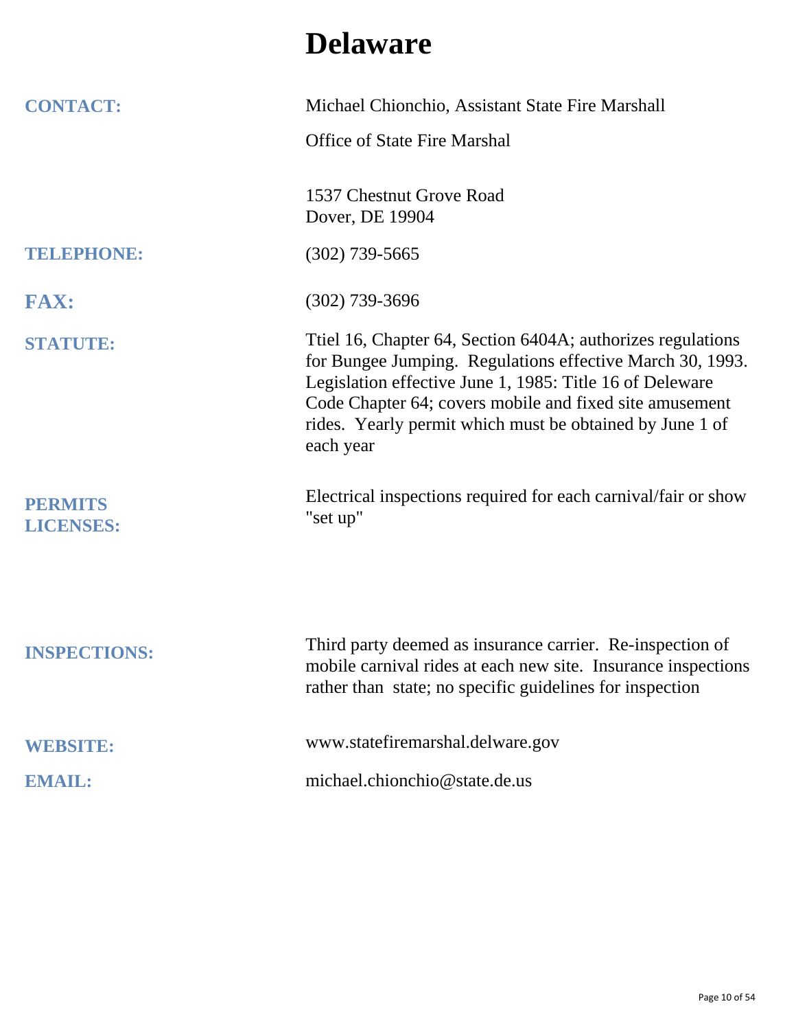# Delaware

**CONTACT:** Michael Chionchio, Assistant State Fire Marshall

Office of State Fire Marshal

1537 Chestnut Grove Road
Dover, DE 19904

**TELEPHONE:** (302) 739-5665

**FAX:** (302) 739-3696

**STATUTE:** Ttiel 16, Chapter 64, Section 6404A; authorizes regulations for Bungee Jumping. Regulations effective March 30, 1993. Legislation effective June 1, 1985: Title 16 of Deleware Code Chapter 64; covers mobile and fixed site amusement rides. Yearly permit which must be obtained by June 1 of each year

**PERMITS LICENSES:** Electrical inspections required for each carnival/fair or show "set up"

**INSPECTIONS:** Third party deemed as insurance carrier. Re-inspection of mobile carnival rides at each new site. Insurance inspections rather than state; no specific guidelines for inspection

**WEBSITE:** www.statefiremarshal.delware.gov

**EMAIL:** michael.chionchio@state.de.us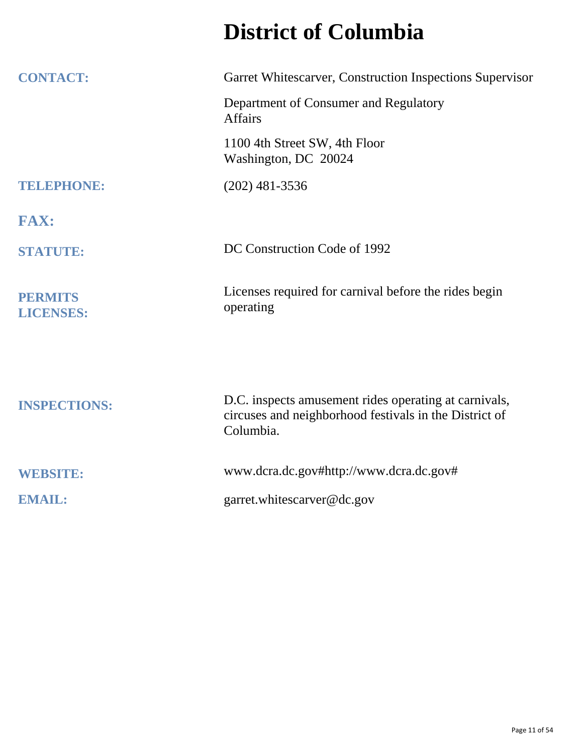# District of Columbia

**CONTACT:** Garret Whitescarver, Construction Inspections Supervisor

Department of Consumer and Regulatory Affairs

1100 4th Street SW, 4th Floor
Washington, DC 20024

**TELEPHONE:** (202) 481-3536

**FAX:**

**STATUTE:** DC Construction Code of 1992

**PERMITS LICENSES:** Licenses required for carnival before the rides begin operating

**INSPECTIONS:** D.C. inspects amusement rides operating at carnivals, circuses and neighborhood festivals in the District of Columbia.

**WEBSITE:** www.dcra.dc.gov#http://www.dcra.dc.gov#

**EMAIL:** garret.whitescarver@dc.gov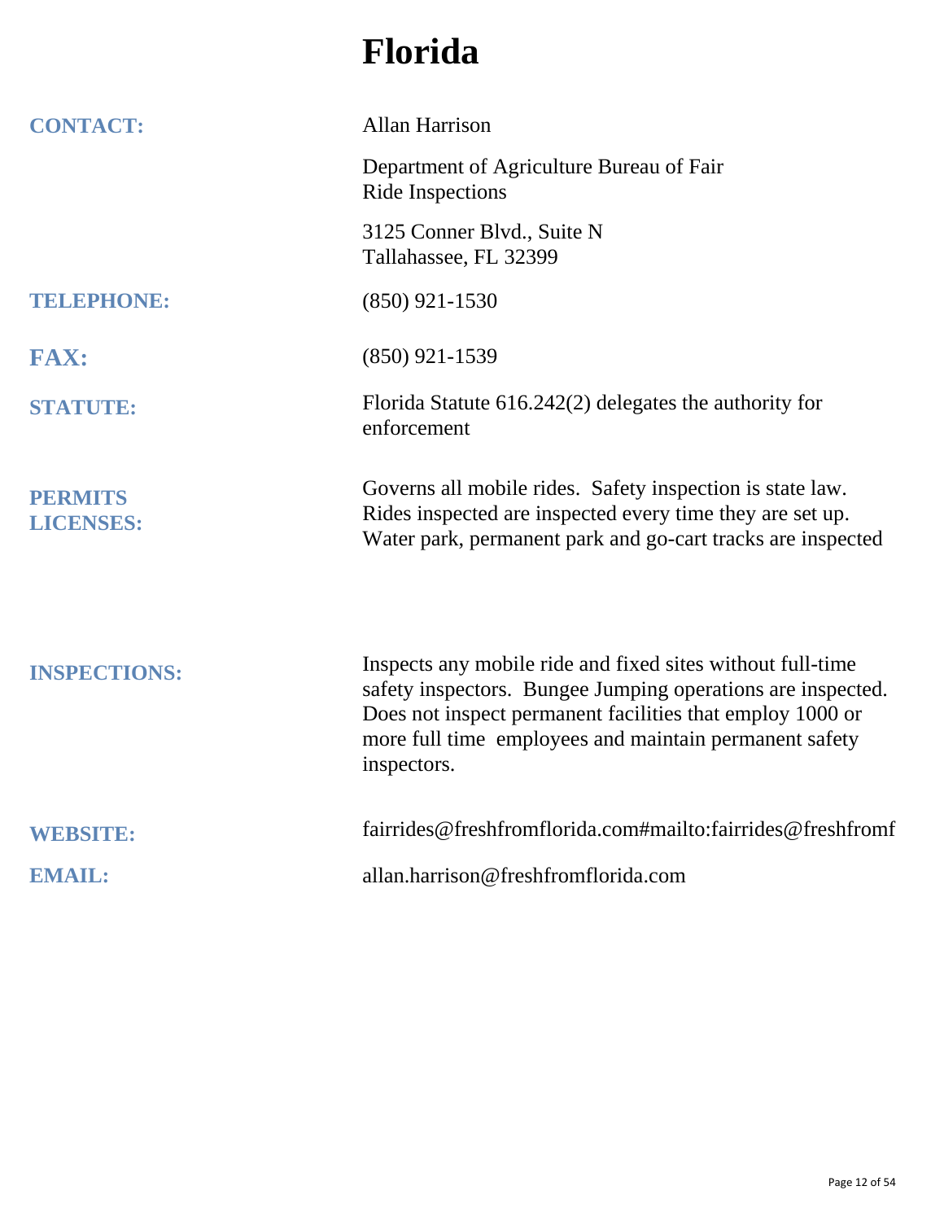# Florida

**CONTACT:** Allan Harrison

Department of Agriculture Bureau of Fair Ride Inspections

3125 Conner Blvd., Suite N
Tallahassee, FL 32399

**TELEPHONE:** (850) 921-1530

**FAX:** (850) 921-1539

**STATUTE:** Florida Statute 616.242(2) delegates the authority for enforcement

**PERMITS LICENSES:** Governs all mobile rides. Safety inspection is state law. Rides inspected are inspected every time they are set up. Water park, permanent park and go-cart tracks are inspected

**INSPECTIONS:** Inspects any mobile ride and fixed sites without full-time safety inspectors. Bungee Jumping operations are inspected. Does not inspect permanent facilities that employ 1000 or more full time employees and maintain permanent safety inspectors.

**WEBSITE:** fairrides@freshfromflorida.com#mailto:fairrides@freshfromf

**EMAIL:** allan.harrison@freshfromflorida.com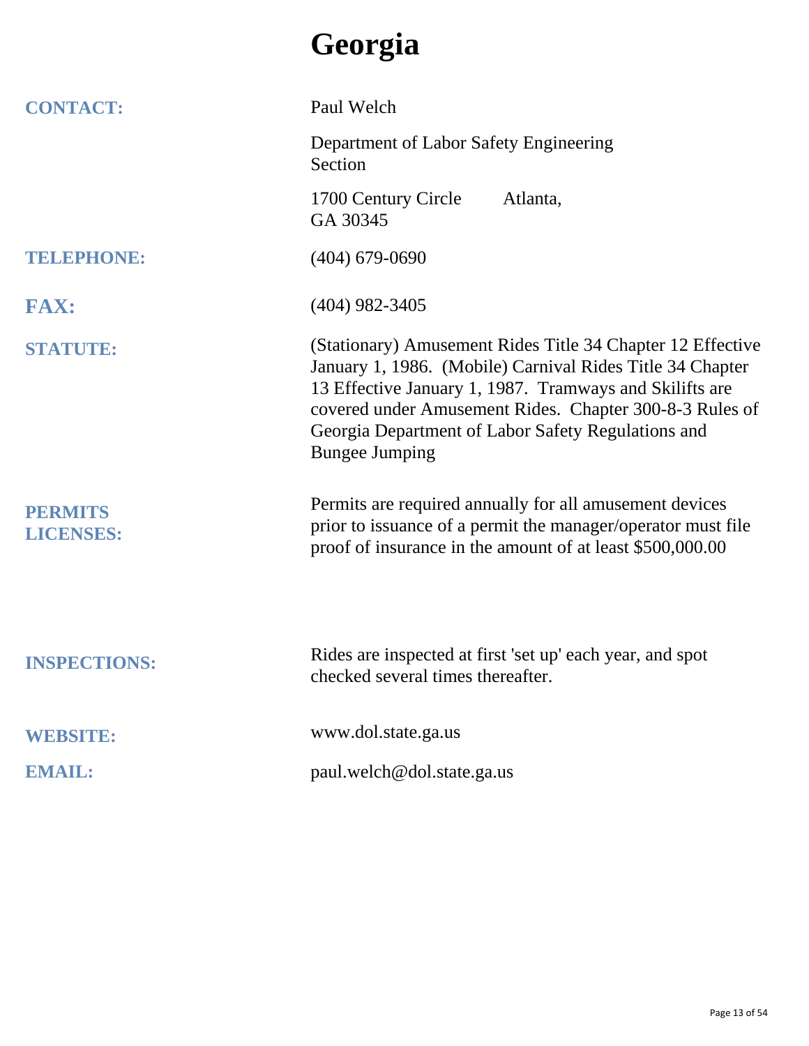# Georgia

**CONTACT:** Paul Welch

Department of Labor Safety Engineering Section

1700 Century Circle Atlanta, GA 30345

**TELEPHONE:** (404) 679-0690

**FAX:** (404) 982-3405

**STATUTE:** (Stationary) Amusement Rides Title 34 Chapter 12 Effective January 1, 1986. (Mobile) Carnival Rides Title 34 Chapter 13 Effective January 1, 1987. Tramways and Skilifts are covered under Amusement Rides. Chapter 300-8-3 Rules of Georgia Department of Labor Safety Regulations and Bungee Jumping

**PERMITS LICENSES:** Permits are required annually for all amusement devices prior to issuance of a permit the manager/operator must file proof of insurance in the amount of at least $500,000.00

**INSPECTIONS:** Rides are inspected at first 'set up' each year, and spot checked several times thereafter.

**WEBSITE:** www.dol.state.ga.us

**EMAIL:** paul.welch@dol.state.ga.us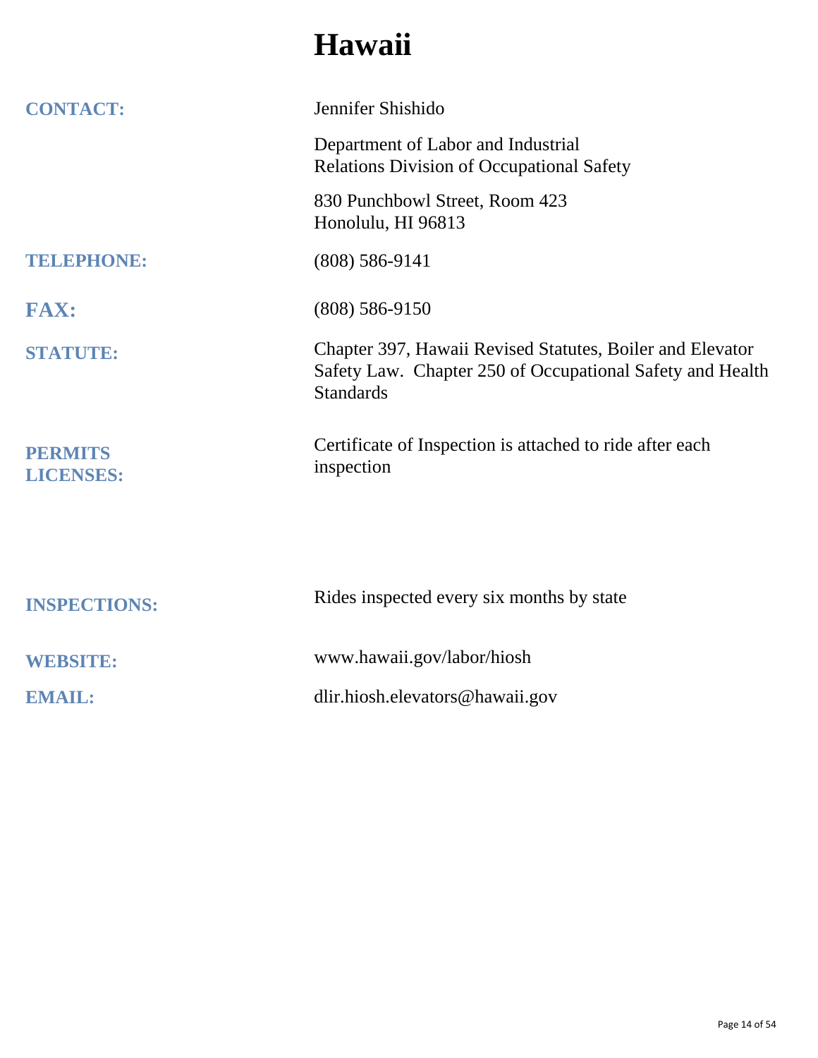# Hawaii

**CONTACT:** Jennifer Shishido

Department of Labor and Industrial Relations Division of Occupational Safety

830 Punchbowl Street, Room 423
Honolulu, HI 96813

**TELEPHONE:** (808) 586-9141

**FAX:** (808) 586-9150

**STATUTE:** Chapter 397, Hawaii Revised Statutes, Boiler and Elevator Safety Law. Chapter 250 of Occupational Safety and Health Standards

**PERMITS LICENSES:** Certificate of Inspection is attached to ride after each inspection

**INSPECTIONS:** Rides inspected every six months by state

**WEBSITE:** www.hawaii.gov/labor/hiosh

**EMAIL:** dlir.hiosh.elevators@hawaii.gov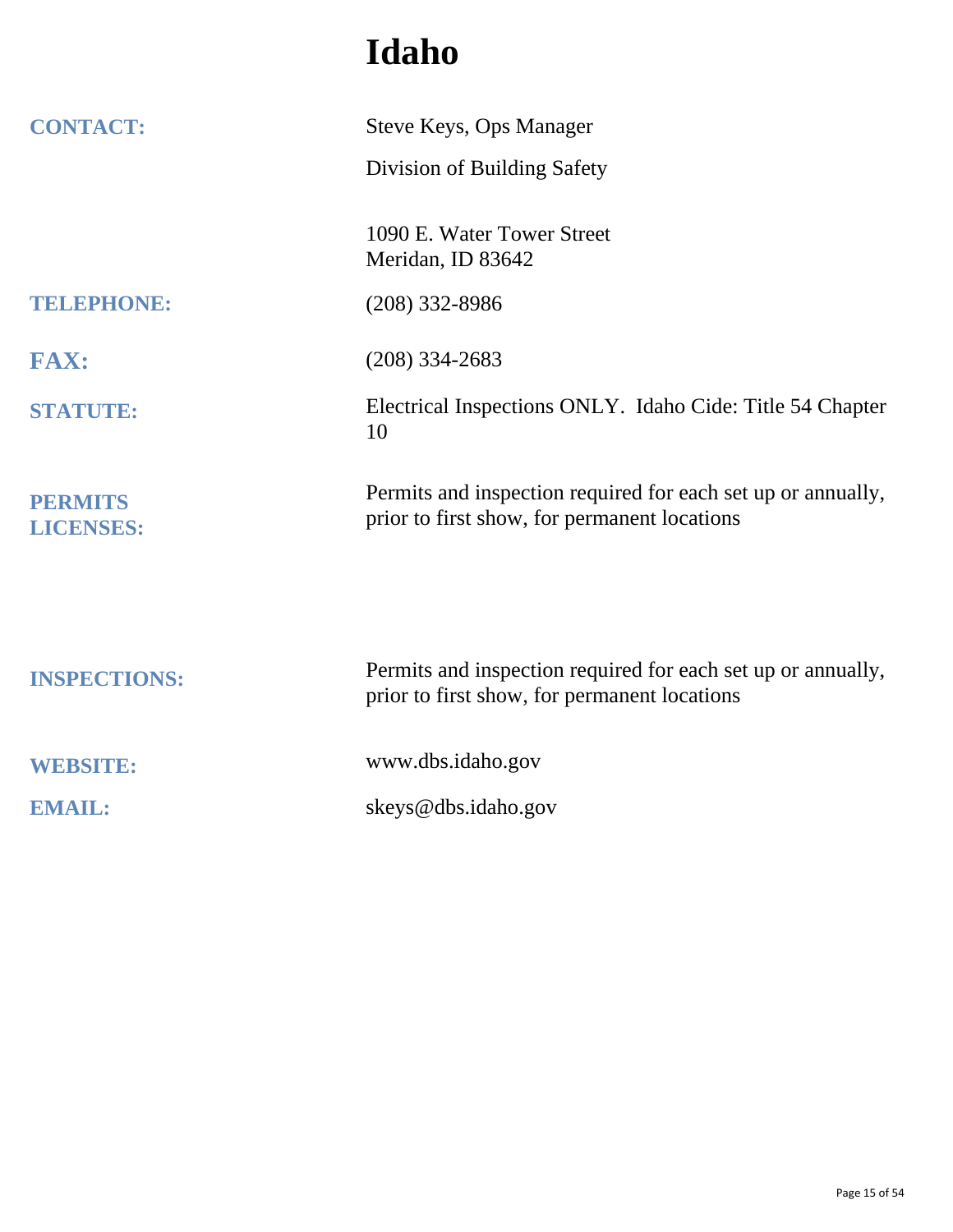# Idaho

**CONTACT:** Steve Keys, Ops Manager

Division of Building Safety

1090 E. Water Tower Street
Meridan, ID 83642

**TELEPHONE:** (208) 332-8986

**FAX:** (208) 334-2683

**STATUTE:** Electrical Inspections ONLY. Idaho Cide: Title 54 Chapter 10

**PERMITS LICENSES:** Permits and inspection required for each set up or annually, prior to first show, for permanent locations

**INSPECTIONS:** Permits and inspection required for each set up or annually, prior to first show, for permanent locations

**WEBSITE:** www.dbs.idaho.gov

**EMAIL:** skeys@dbs.idaho.gov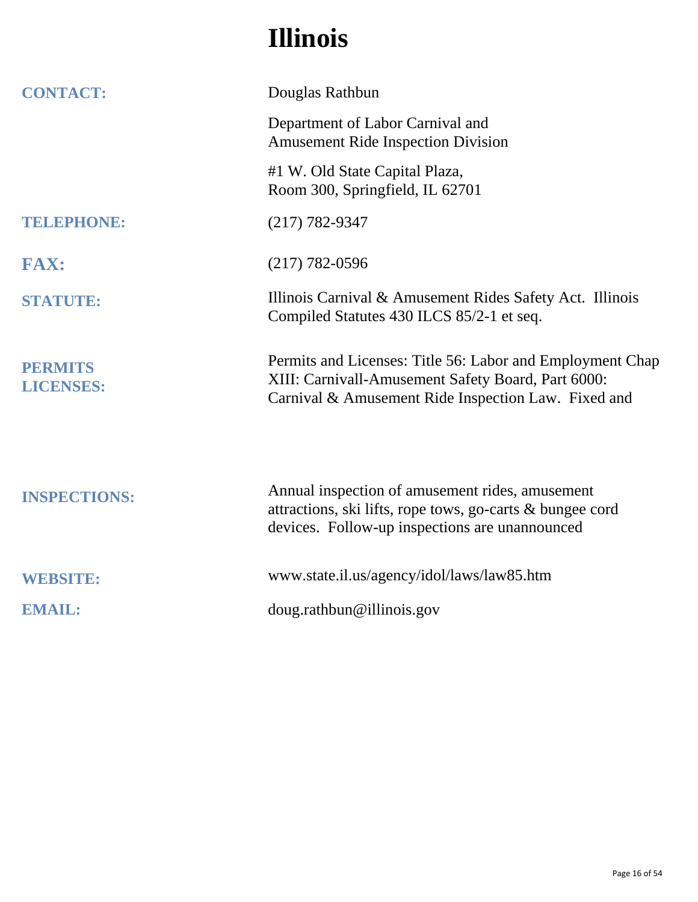# Illinois

**CONTACT:** Douglas Rathbun

Department of Labor Carnival and Amusement Ride Inspection Division

#1 W. Old State Capital Plaza, Room 300, Springfield, IL 62701

**TELEPHONE:** (217) 782-9347

**FAX:** (217) 782-0596

**STATUTE:** Illinois Carnival & Amusement Rides Safety Act. Illinois Compiled Statutes 430 ILCS 85/2-1 et seq.

**PERMITS LICENSES:** Permits and Licenses: Title 56: Labor and Employment Chap XIII: Carnivall-Amusement Safety Board, Part 6000: Carnival & Amusement Ride Inspection Law. Fixed and

**INSPECTIONS:** Annual inspection of amusement rides, amusement attractions, ski lifts, rope tows, go-carts & bungee cord devices. Follow-up inspections are unannounced

**WEBSITE:** www.state.il.us/agency/idol/laws/law85.htm

**EMAIL:** doug.rathbun@illinois.gov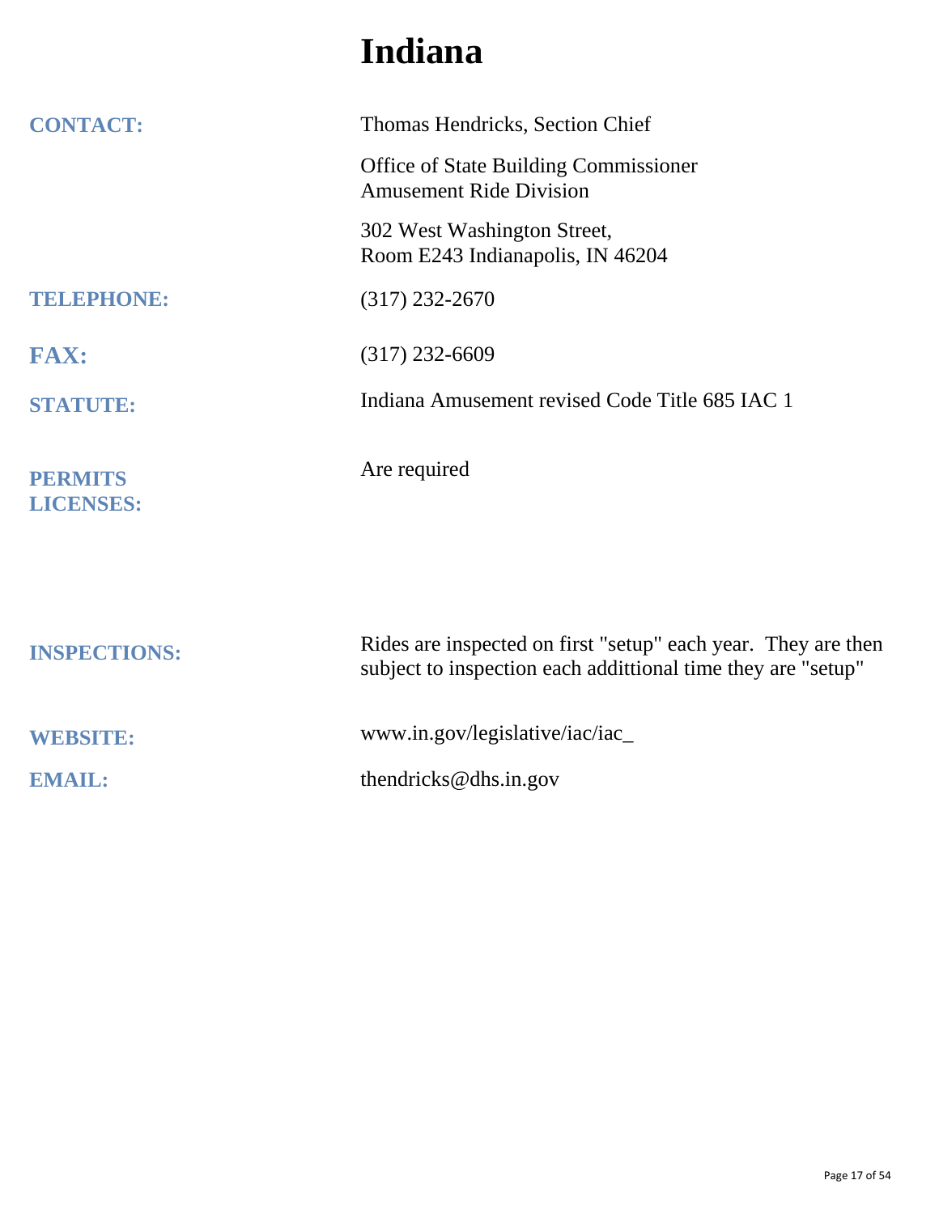# Indiana

**CONTACT:** Thomas Hendricks, Section Chief

Office of State Building Commissioner
Amusement Ride Division

302 West Washington Street,
Room E243 Indianapolis, IN 46204

**TELEPHONE:** (317) 232-2670

**FAX:** (317) 232-6609

**STATUTE:** Indiana Amusement revised Code Title 685 IAC 1

**PERMITS LICENSES:** Are required

**INSPECTIONS:** Rides are inspected on first "setup" each year. They are then subject to inspection each addittional time they are "setup"

**WEBSITE:** www.in.gov/legislative/iac/iac_

**EMAIL:** thendricks@dhs.in.gov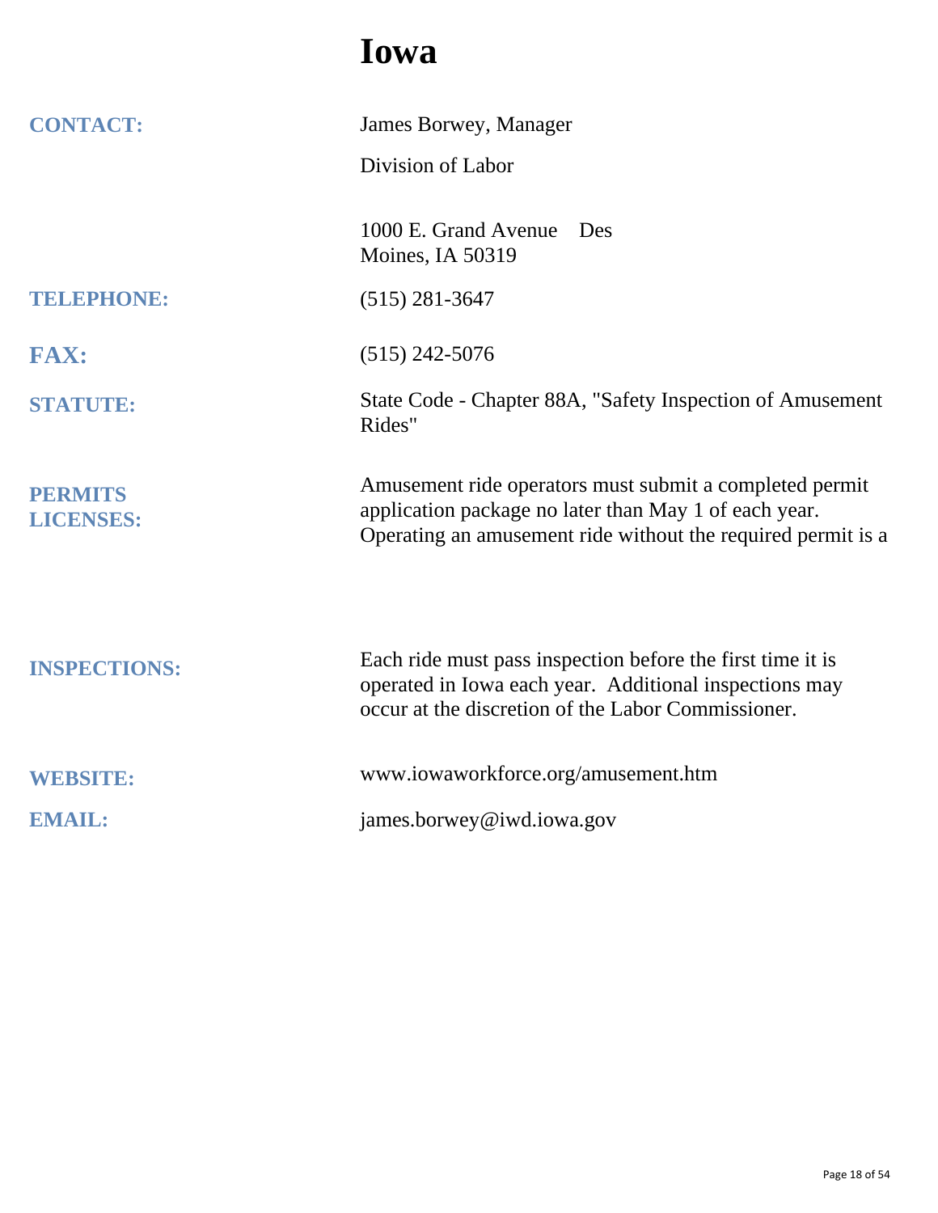# Iowa

**CONTACT:** James Borwey, Manager

Division of Labor

1000 E. Grand Avenue Des Moines, IA 50319

**TELEPHONE:** (515) 281-3647

**FAX:** (515) 242-5076

**STATUTE:** State Code - Chapter 88A, "Safety Inspection of Amusement Rides"

**PERMITS LICENSES:** Amusement ride operators must submit a completed permit application package no later than May 1 of each year. Operating an amusement ride without the required permit is a

**INSPECTIONS:** Each ride must pass inspection before the first time it is operated in Iowa each year. Additional inspections may occur at the discretion of the Labor Commissioner.

**WEBSITE:** www.iowaworkforce.org/amusement.htm

**EMAIL:** james.borwey@iwd.iowa.gov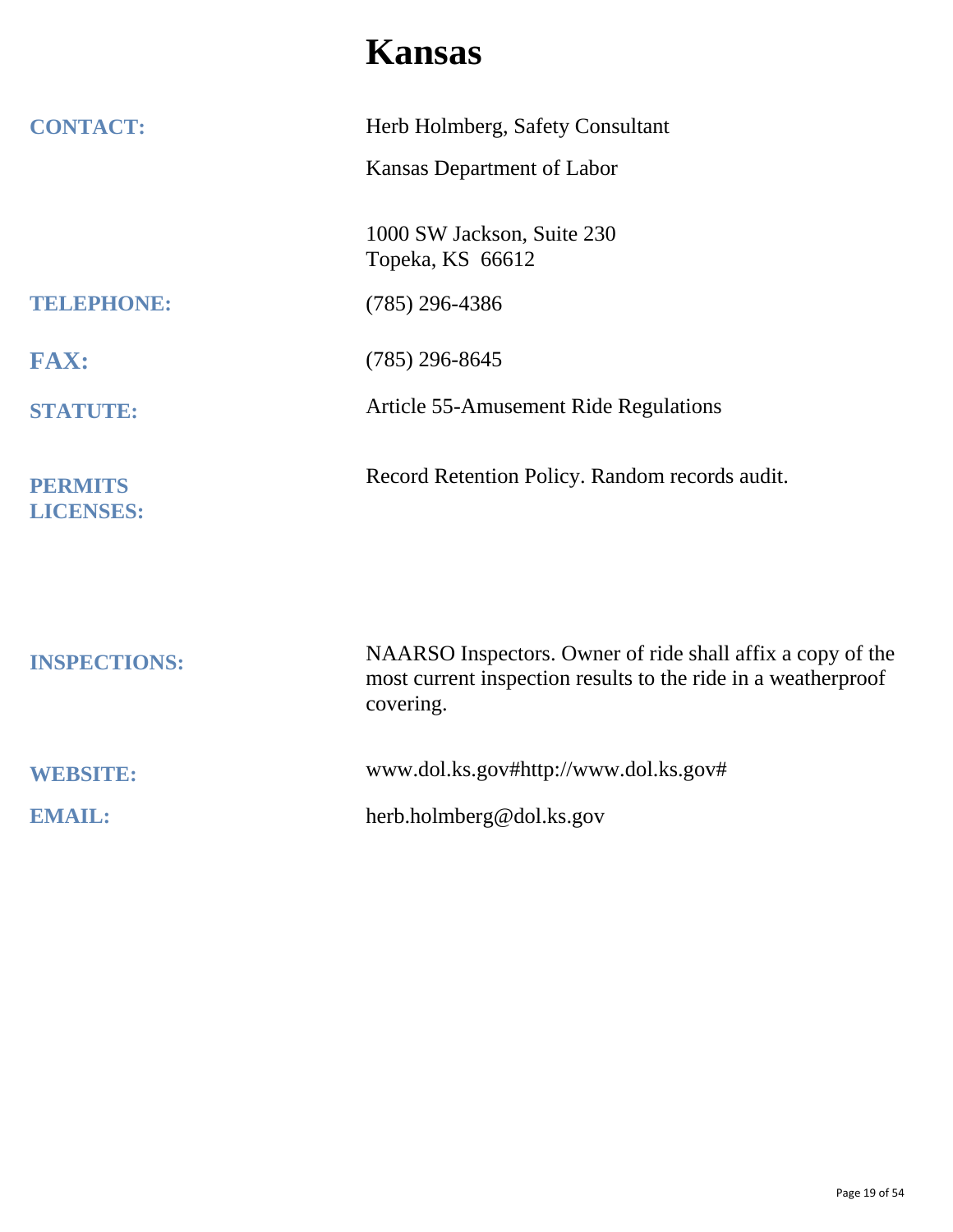# Kansas

**CONTACT:** Herb Holmberg, Safety Consultant

Kansas Department of Labor

1000 SW Jackson, Suite 230
Topeka, KS 66612

**TELEPHONE:** (785) 296-4386

**FAX:** (785) 296-8645

**STATUTE:** Article 55-Amusement Ride Regulations

**PERMITS LICENSES:** Record Retention Policy. Random records audit.

**INSPECTIONS:** NAARSO Inspectors. Owner of ride shall affix a copy of the most current inspection results to the ride in a weatherproof covering.

**WEBSITE:** www.dol.ks.gov#http://www.dol.ks.gov#

**EMAIL:** herb.holmberg@dol.ks.gov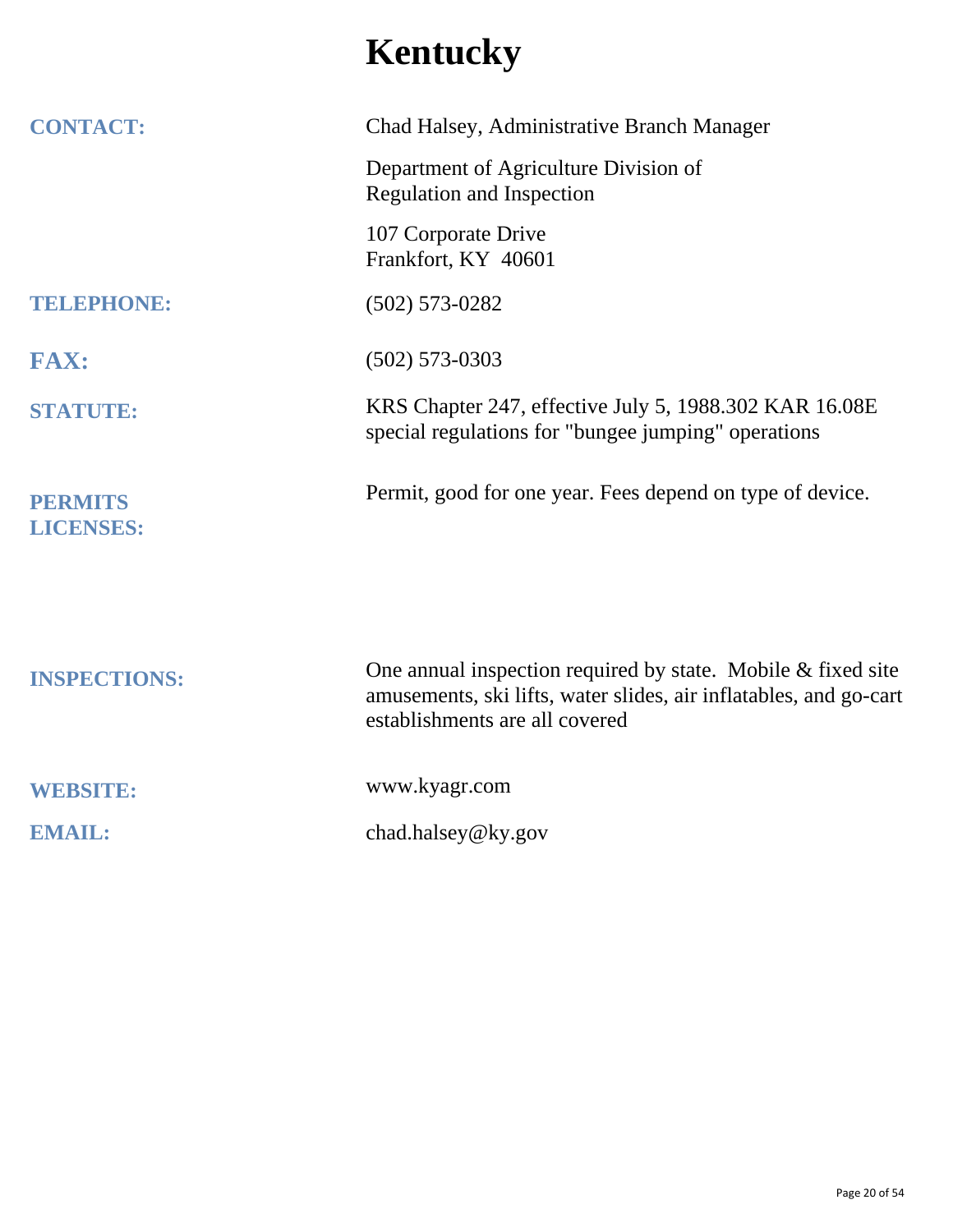# Kentucky

**CONTACT:** Chad Halsey, Administrative Branch Manager

Department of Agriculture Division of
Regulation and Inspection

107 Corporate Drive
Frankfort, KY 40601

**TELEPHONE:** (502) 573-0282

**FAX:** (502) 573-0303

**STATUTE:** KRS Chapter 247, effective July 5, 1988.302 KAR 16.08E special regulations for "bungee jumping" operations

**PERMITS LICENSES:** Permit, good for one year. Fees depend on type of device.

**INSPECTIONS:** One annual inspection required by state. Mobile & fixed site amusements, ski lifts, water slides, air inflatables, and go-cart establishments are all covered

**WEBSITE:** www.kyagr.com

**EMAIL:** chad.halsey@ky.gov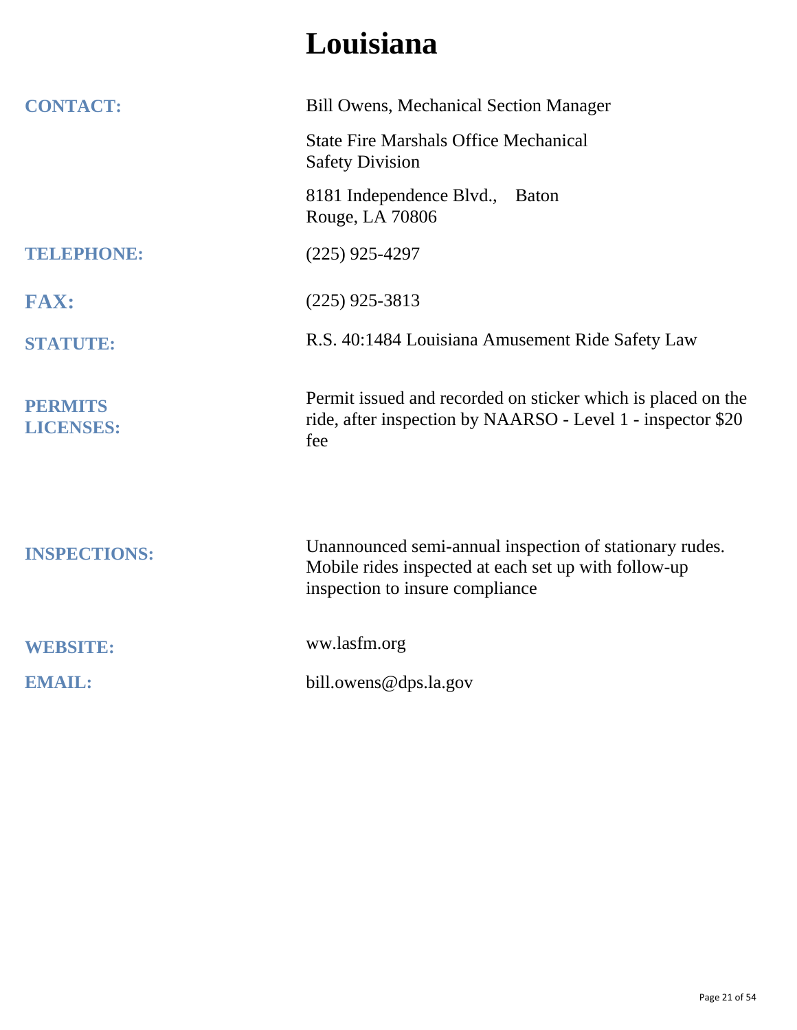# Louisiana

**CONTACT:** Bill Owens, Mechanical Section Manager

State Fire Marshals Office Mechanical Safety Division

8181 Independence Blvd., Baton Rouge, LA 70806

**TELEPHONE:** (225) 925-4297

**FAX:** (225) 925-3813

**STATUTE:** R.S. 40:1484 Louisiana Amusement Ride Safety Law

**PERMITS LICENSES:** Permit issued and recorded on sticker which is placed on the ride, after inspection by NAARSO - Level 1 - inspector $20 fee

**INSPECTIONS:** Unannounced semi-annual inspection of stationary rudes. Mobile rides inspected at each set up with follow-up inspection to insure compliance

**WEBSITE:** ww.lasfm.org

**EMAIL:** bill.owens@dps.la.gov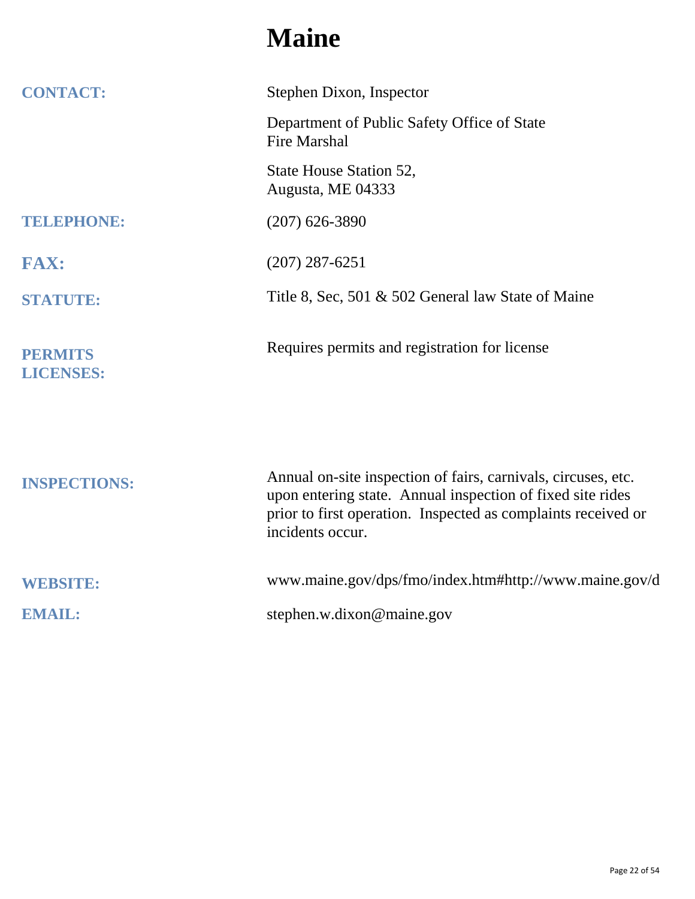# Maine

**CONTACT:** Stephen Dixon, Inspector

Department of Public Safety Office of State Fire Marshal

State House Station 52,
Augusta, ME 04333

**TELEPHONE:** (207) 626-3890

**FAX:** (207) 287-6251

**STATUTE:** Title 8, Sec, 501 & 502 General law State of Maine

**PERMITS LICENSES:** Requires permits and registration for license

**INSPECTIONS:** Annual on-site inspection of fairs, carnivals, circuses, etc. upon entering state. Annual inspection of fixed site rides prior to first operation. Inspected as complaints received or incidents occur.

**WEBSITE:** www.maine.gov/dps/fmo/index.htm#http://www.maine.gov/d

**EMAIL:** stephen.w.dixon@maine.gov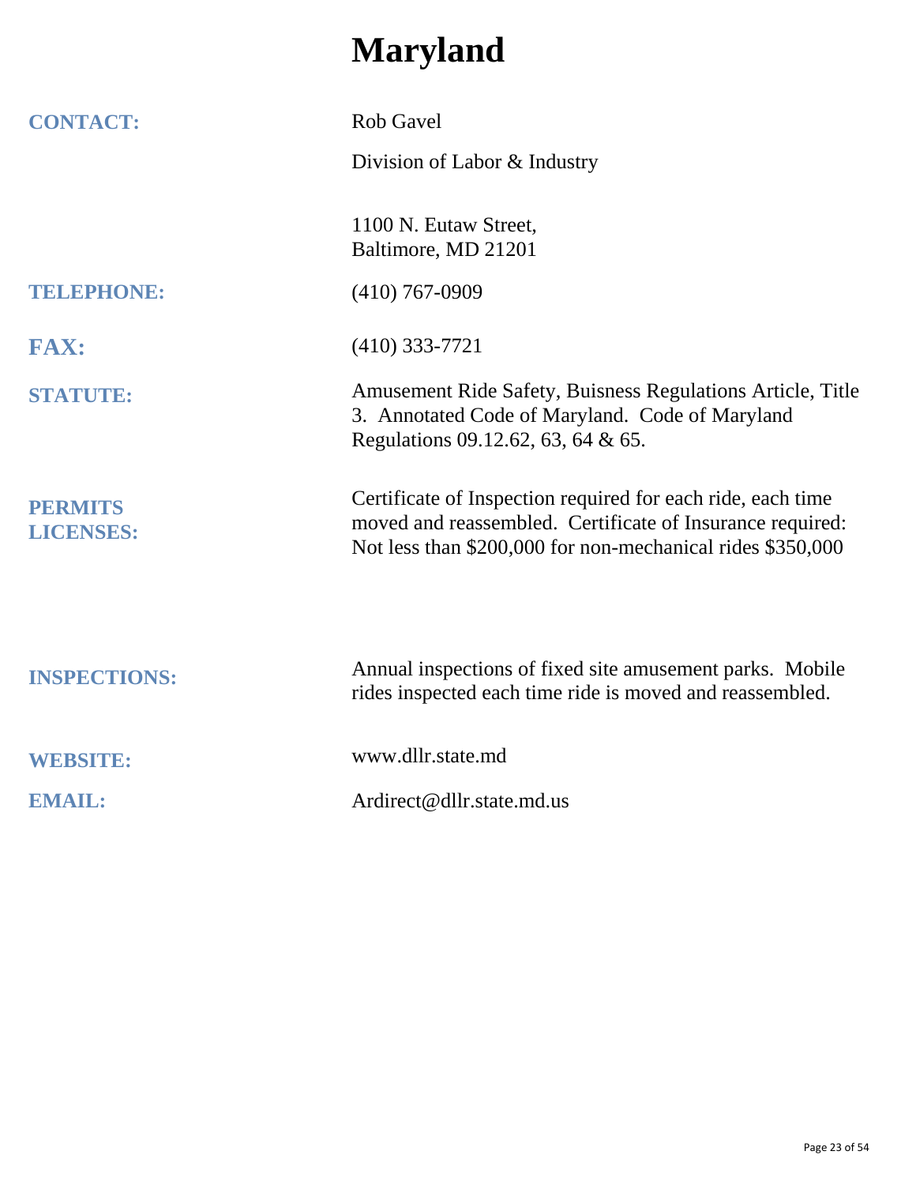# Maryland

| | |
|---|---|
| **CONTACT:** | Rob Gavel<br>Division of Labor & Industry<br><br>1100 N. Eutaw Street,<br>Baltimore, MD 21201 |
| **TELEPHONE:** | (410) 767-0909 |
| **FAX:** | (410) 333-7721 |
| **STATUTE:** | Amusement Ride Safety, Buisness Regulations Article, Title 3. Annotated Code of Maryland. Code of Maryland Regulations 09.12.62, 63, 64 & 65. |
| **PERMITS LICENSES:** | Certificate of Inspection required for each ride, each time moved and reassembled. Certificate of Insurance required: Not less than $200,000 for non-mechanical rides $350,000 |
| **INSPECTIONS:** | Annual inspections of fixed site amusement parks. Mobile rides inspected each time ride is moved and reassembled. |
| **WEBSITE:** | www.dllr.state.md |
| **EMAIL:** | Ardirect@dllr.state.md.us |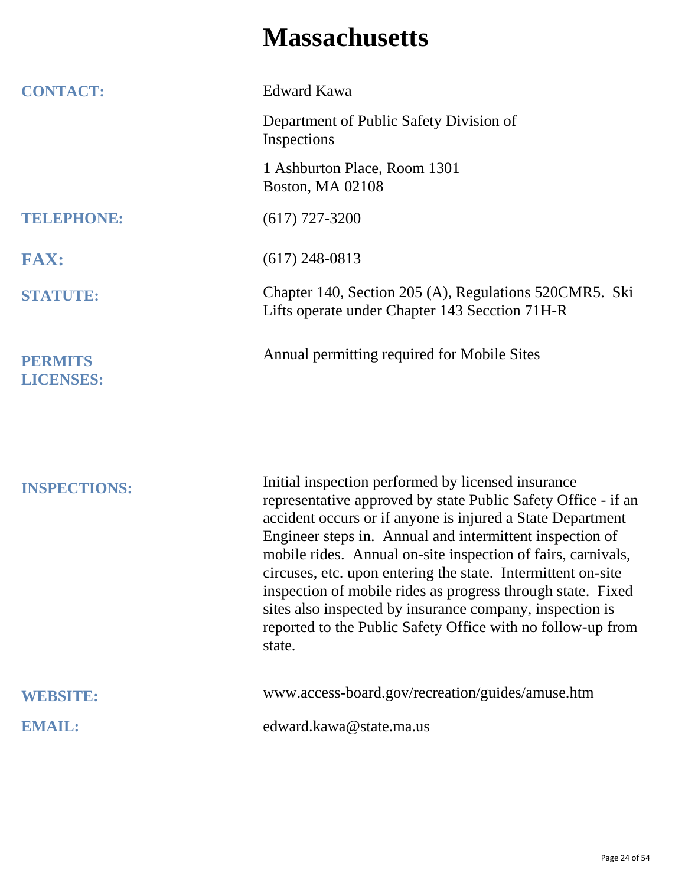# Massachusetts

| | |
|---|---|
| **CONTACT:** | Edward Kawa<br><br>Department of Public Safety Division of Inspections<br><br>1 Ashburton Place, Room 1301<br>Boston, MA 02108 |
| **TELEPHONE:** | (617) 727-3200 |
| **FAX:** | (617) 248-0813 |
| **STATUTE:** | Chapter 140, Section 205 (A), Regulations 520CMR5. Ski Lifts operate under Chapter 143 Secction 71H-R |
| **PERMITS LICENSES:** | Annual permitting required for Mobile Sites |
| **INSPECTIONS:** | Initial inspection performed by licensed insurance representative approved by state Public Safety Office - if an accident occurs or if anyone is injured a State Department Engineer steps in. Annual and intermittent inspection of mobile rides. Annual on-site inspection of fairs, carnivals, circuses, etc. upon entering the state. Intermittent on-site inspection of mobile rides as progress through state. Fixed sites also inspected by insurance company, inspection is reported to the Public Safety Office with no follow-up from state. |
| **WEBSITE:** | www.access-board.gov/recreation/guides/amuse.htm |
| **EMAIL:** | edward.kawa@state.ma.us |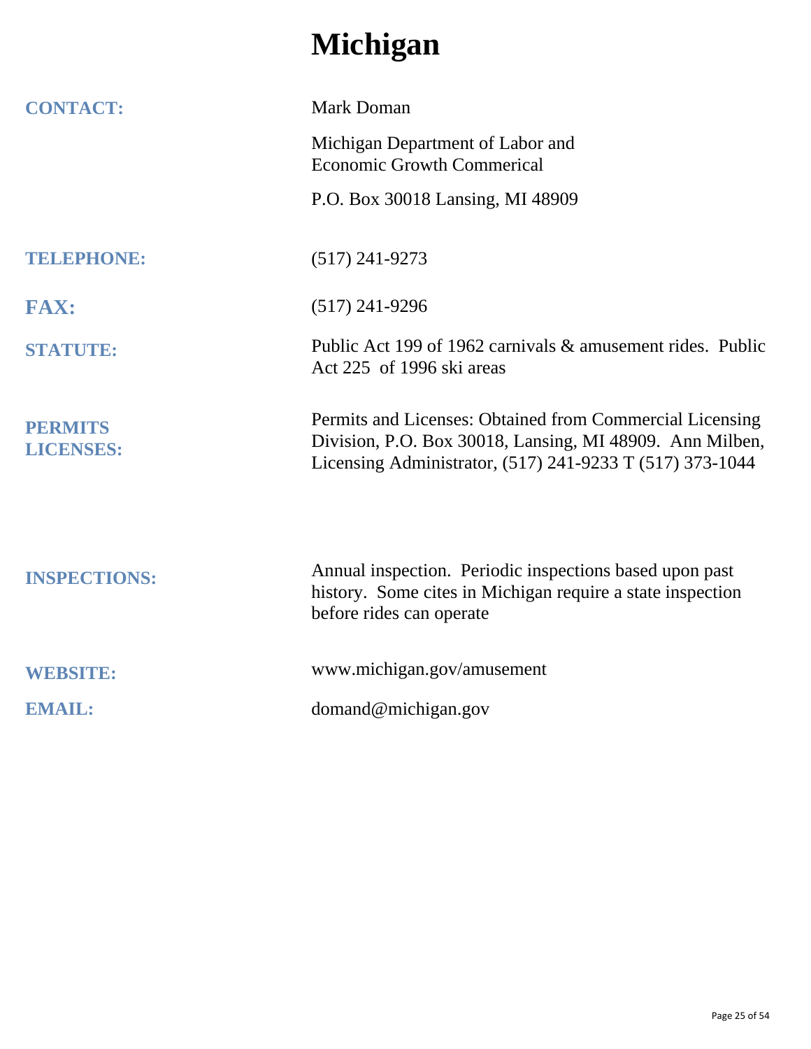# Michigan

**CONTACT:** Mark Doman

Michigan Department of Labor and Economic Growth Commerical

P.O. Box 30018 Lansing, MI 48909

**TELEPHONE:** (517) 241-9273

**FAX:** (517) 241-9296

**STATUTE:** Public Act 199 of 1962 carnivals & amusement rides. Public Act 225 of 1996 ski areas

**PERMITS LICENSES:** Permits and Licenses: Obtained from Commercial Licensing Division, P.O. Box 30018, Lansing, MI 48909. Ann Milben, Licensing Administrator, (517) 241-9233 T (517) 373-1044

**INSPECTIONS:** Annual inspection. Periodic inspections based upon past history. Some cites in Michigan require a state inspection before rides can operate

**WEBSITE:** www.michigan.gov/amusement

**EMAIL:** domand@michigan.gov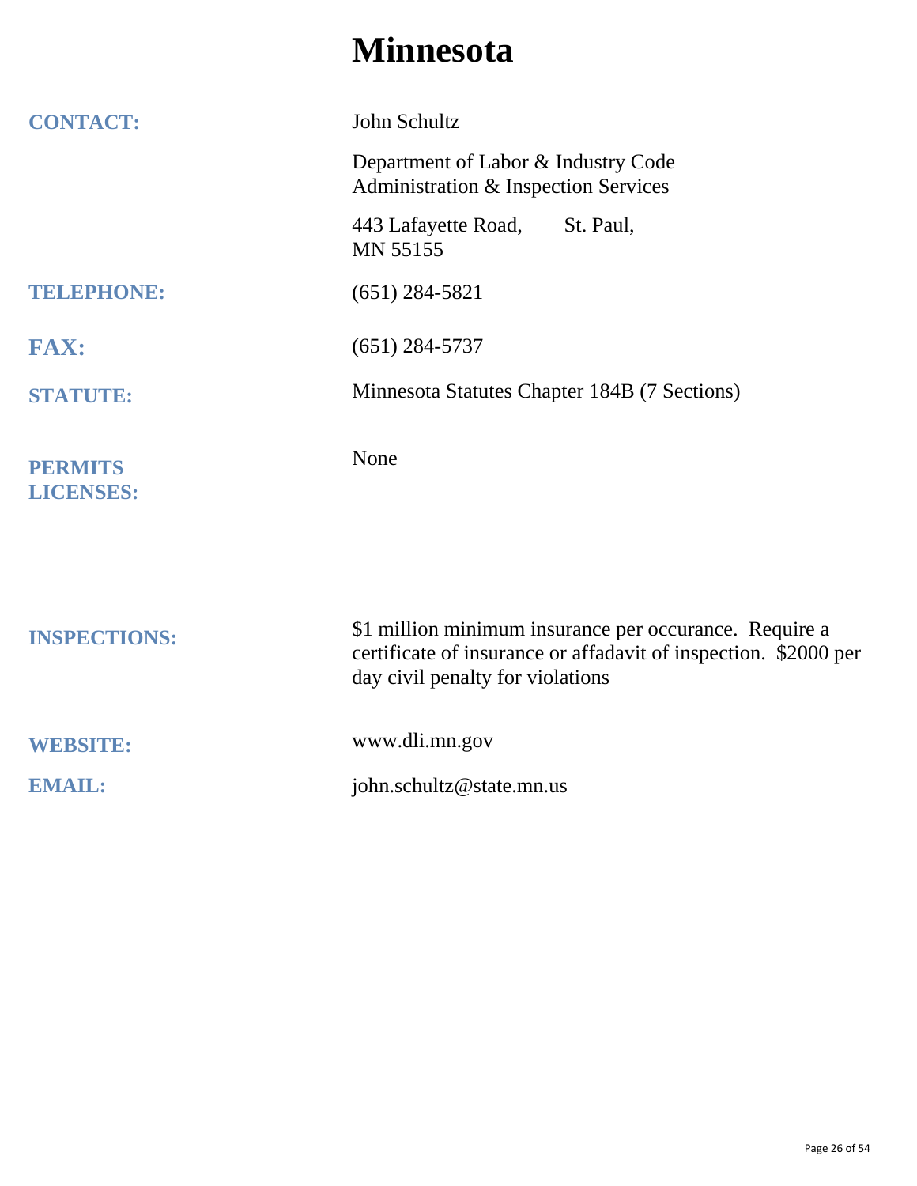# Minnesota

**CONTACT:** John Schultz

Department of Labor & Industry Code Administration & Inspection Services

443 Lafayette Road, St. Paul, MN 55155

**TELEPHONE:** (651) 284-5821

**FAX:** (651) 284-5737

**STATUTE:** Minnesota Statutes Chapter 184B (7 Sections)

**PERMITS LICENSES:** None

**INSPECTIONS:** $1 million minimum insurance per occurance. Require a certificate of insurance or affadavit of inspection. $2000 per day civil penalty for violations

**WEBSITE:** www.dli.mn.gov

**EMAIL:** john.schultz@state.mn.us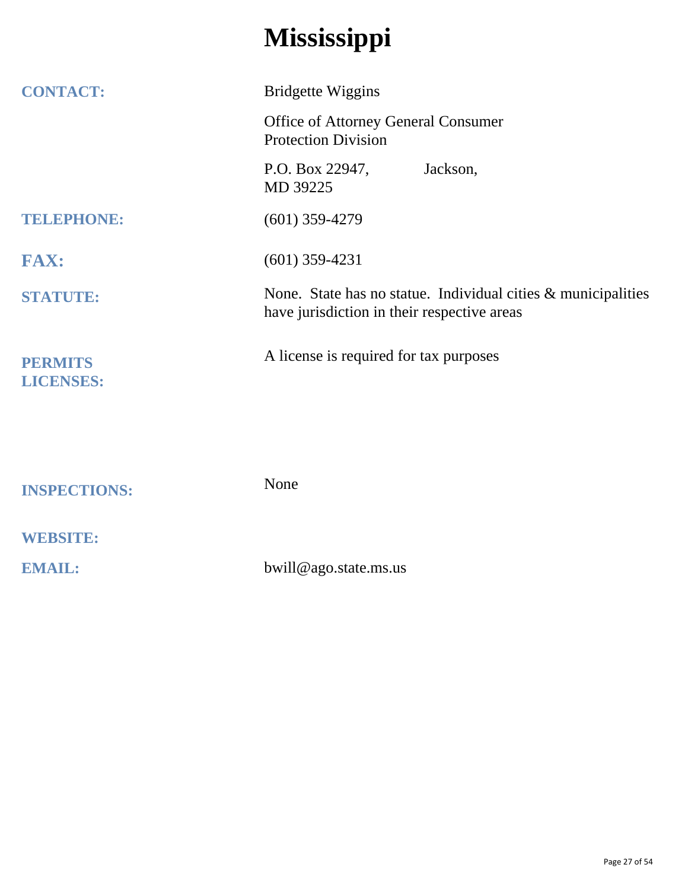# Mississippi

| | |
|---|---|
| **CONTACT:** | Bridgette Wiggins<br>Office of Attorney General Consumer Protection Division<br>P.O. Box 22947, Jackson, MD 39225 |
| **TELEPHONE:** | (601) 359-4279 |
| **FAX:** | (601) 359-4231 |
| **STATUTE:** | None. State has no statue. Individual cities & municipalities have jurisdiction in their respective areas |
| **PERMITS LICENSES:** | A license is required for tax purposes |
| **INSPECTIONS:** | None |
| **WEBSITE:** | |
| **EMAIL:** | bwill@ago.state.ms.us |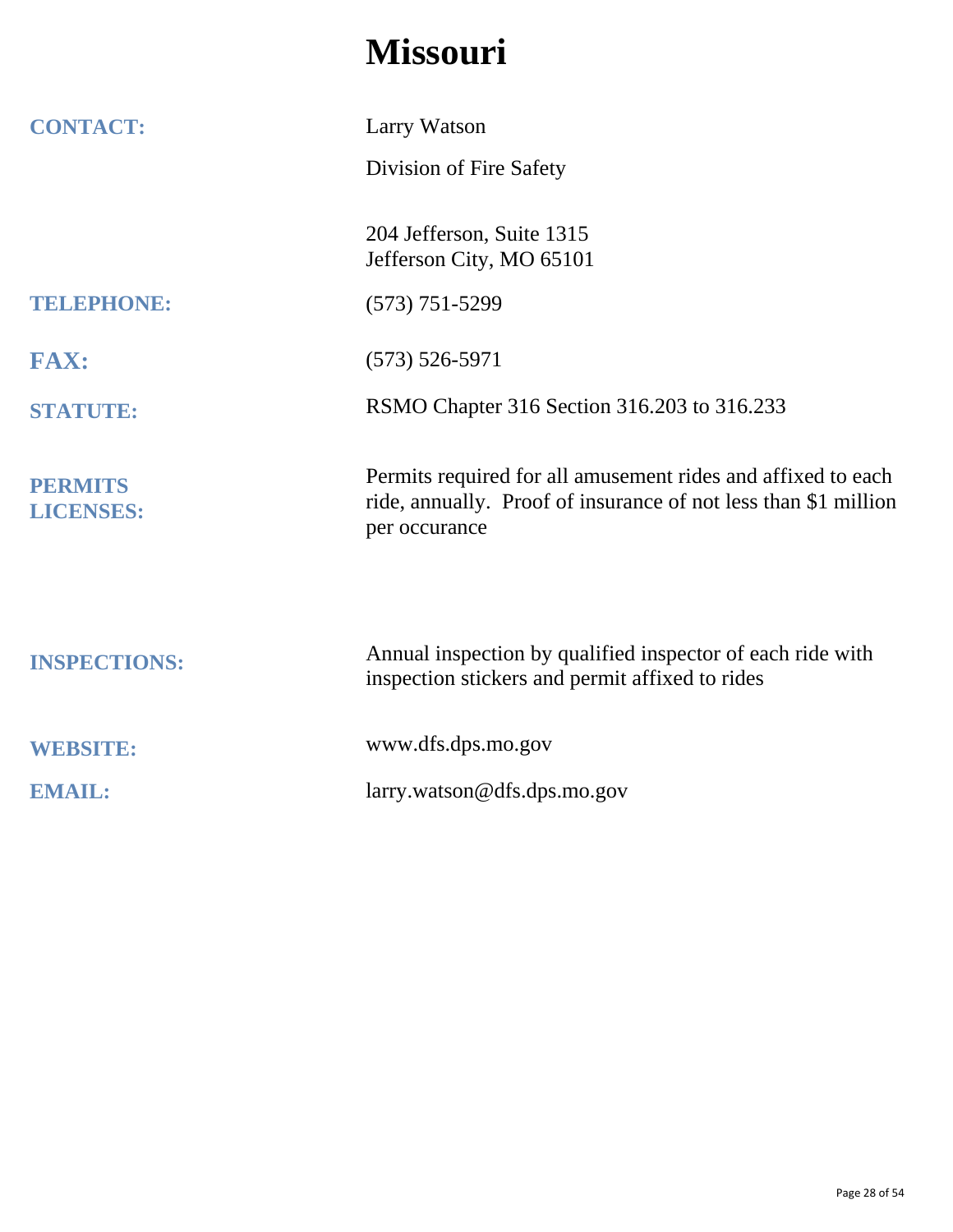# Missouri

**CONTACT:** Larry Watson

Division of Fire Safety

204 Jefferson, Suite 1315
Jefferson City, MO 65101

**TELEPHONE:** (573) 751-5299

**FAX:** (573) 526-5971

**STATUTE:** RSMO Chapter 316 Section 316.203 to 316.233

**PERMITS LICENSES:** Permits required for all amusement rides and affixed to each ride, annually. Proof of insurance of not less than $1 million per occurance

**INSPECTIONS:** Annual inspection by qualified inspector of each ride with inspection stickers and permit affixed to rides

**WEBSITE:** www.dfs.dps.mo.gov

**EMAIL:** larry.watson@dfs.dps.mo.gov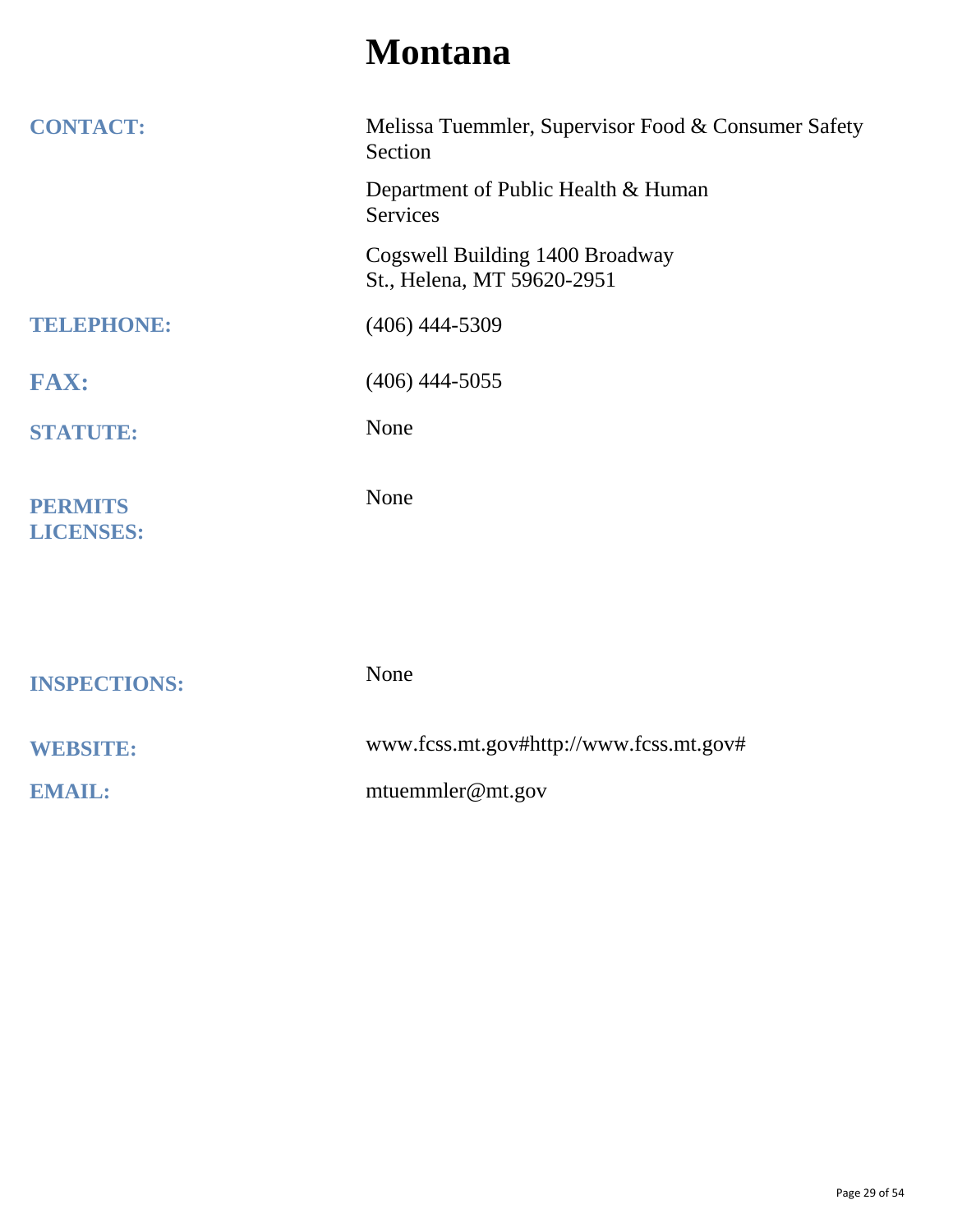# Montana

| | |
|---|---|
| **CONTACT:** | Melissa Tuemmler, Supervisor Food & Consumer Safety Section<br><br>Department of Public Health & Human Services<br><br>Cogswell Building 1400 Broadway St., Helena, MT 59620-2951 |
| **TELEPHONE:** | (406) 444-5309 |
| **FAX:** | (406) 444-5055 |
| **STATUTE:** | None |
| **PERMITS LICENSES:** | None |
| **INSPECTIONS:** | None |
| **WEBSITE:** | www.fcss.mt.gov#http://www.fcss.mt.gov# |
| **EMAIL:** | mtuemmler@mt.gov |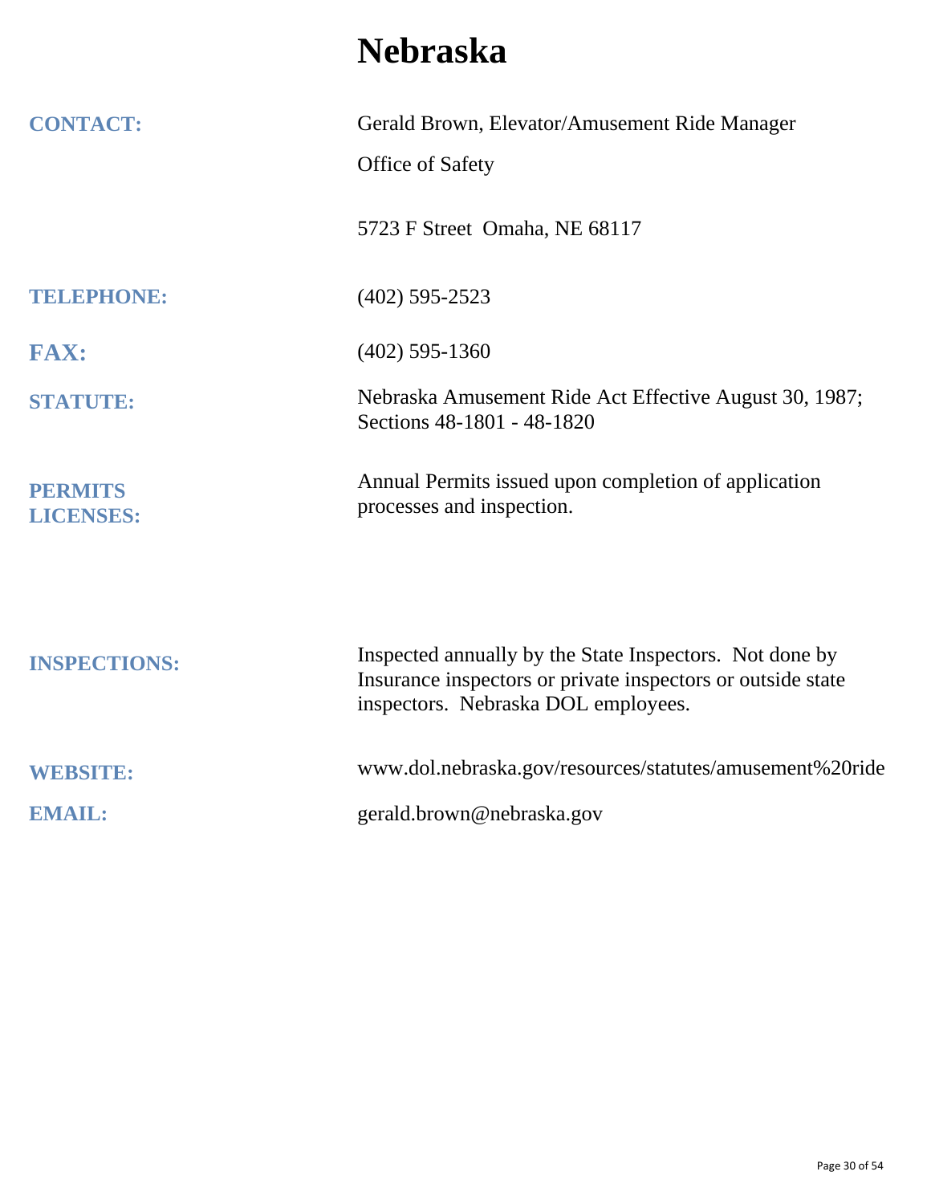# Nebraska

**CONTACT:** Gerald Brown, Elevator/Amusement Ride Manager

Office of Safety

5723 F Street  Omaha, NE 68117

**TELEPHONE:** (402) 595-2523

**FAX:** (402) 595-1360

**STATUTE:** Nebraska Amusement Ride Act Effective August 30, 1987; Sections 48-1801 - 48-1820

**PERMITS LICENSES:** Annual Permits issued upon completion of application processes and inspection.

**INSPECTIONS:** Inspected annually by the State Inspectors.  Not done by Insurance inspectors or private inspectors or outside state inspectors.  Nebraska DOL employees.

**WEBSITE:** www.dol.nebraska.gov/resources/statutes/amusement%20ride

**EMAIL:** gerald.brown@nebraska.gov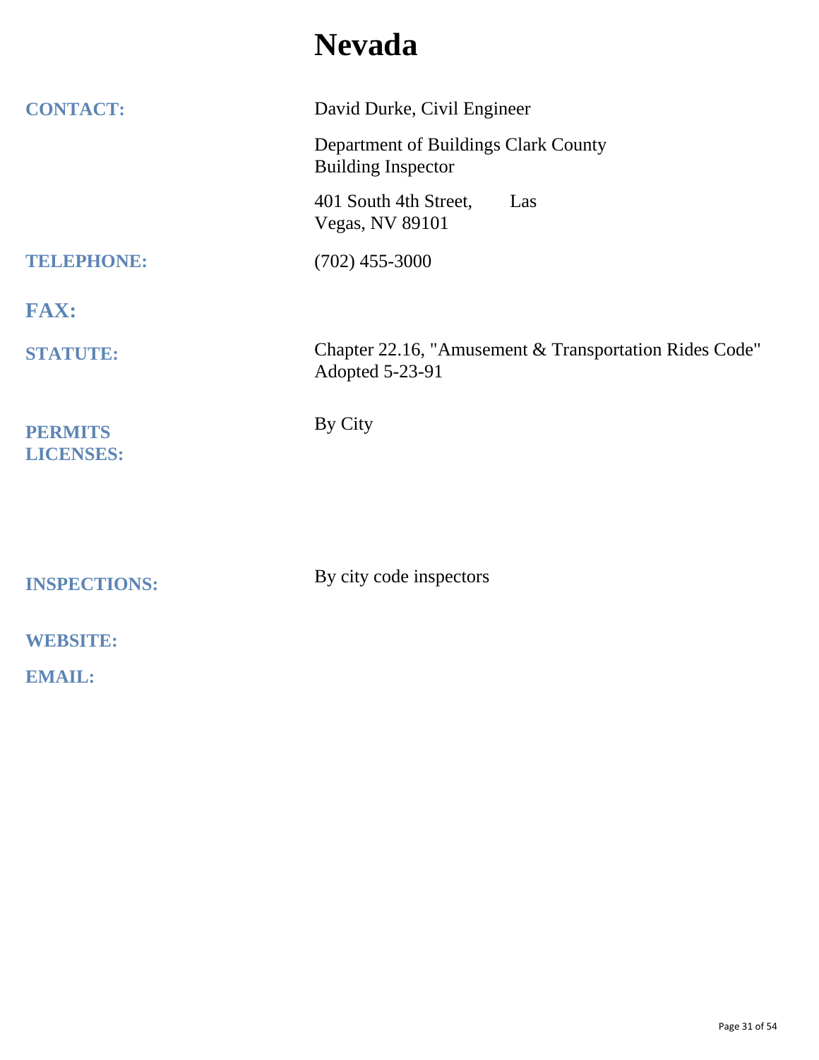# Nevada

**CONTACT:** David Durke, Civil Engineer

Department of Buildings Clark County Building Inspector

401 South 4th Street, Las Vegas, NV 89101

**TELEPHONE:** (702) 455-3000

**FAX:**

**STATUTE:** Chapter 22.16, "Amusement & Transportation Rides Code" Adopted 5-23-91

**PERMITS LICENSES:** By City

**INSPECTIONS:** By city code inspectors

**WEBSITE:**

**EMAIL:**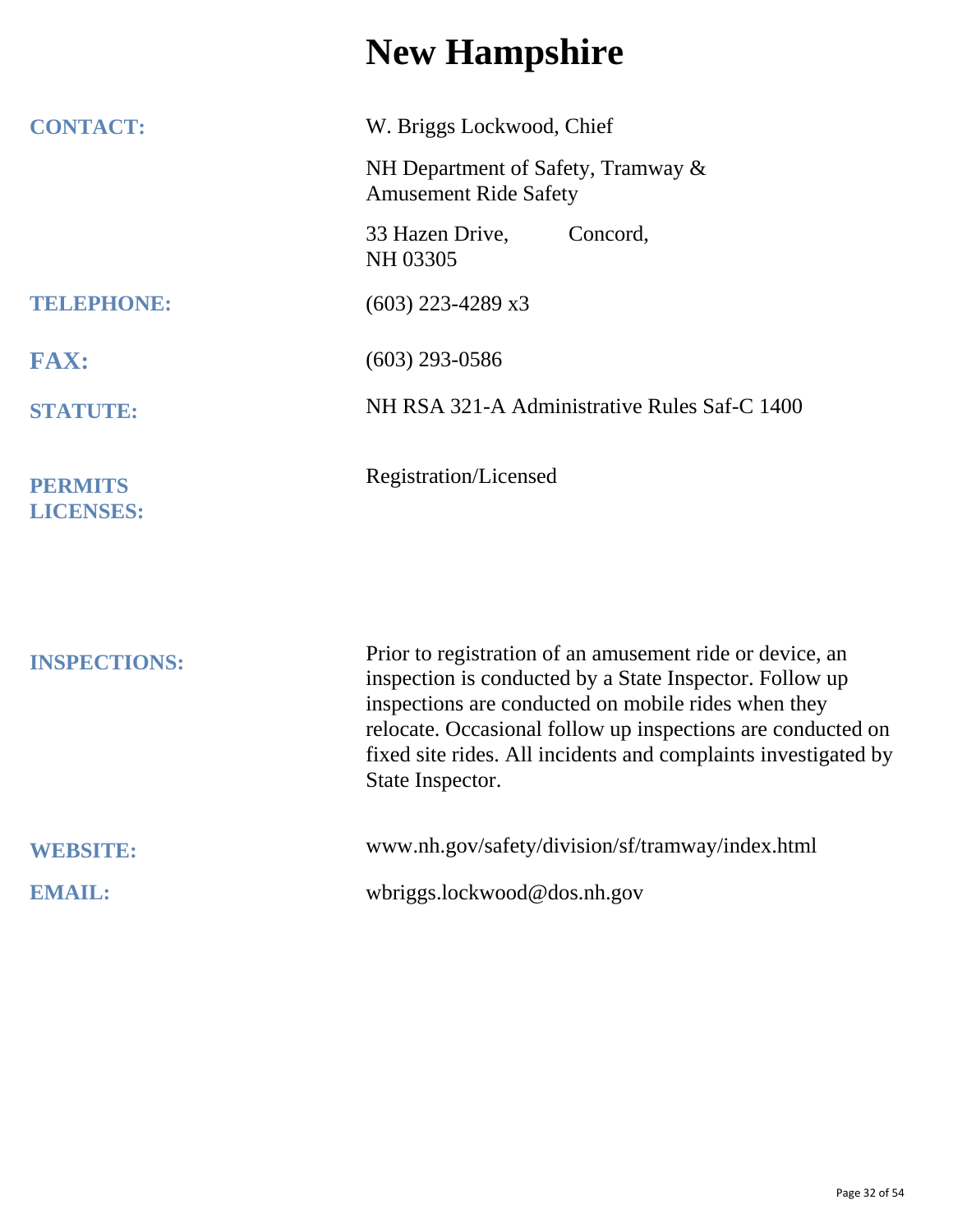# New Hampshire

**CONTACT:** W. Briggs Lockwood, Chief

NH Department of Safety, Tramway & Amusement Ride Safety

33 Hazen Drive, Concord, NH 03305

**TELEPHONE:** (603) 223-4289 x3

**FAX:** (603) 293-0586

**STATUTE:** NH RSA 321-A Administrative Rules Saf-C 1400

**PERMITS LICENSES:** Registration/Licensed

**INSPECTIONS:** Prior to registration of an amusement ride or device, an inspection is conducted by a State Inspector. Follow up inspections are conducted on mobile rides when they relocate. Occasional follow up inspections are conducted on fixed site rides. All incidents and complaints investigated by State Inspector.

**WEBSITE:** www.nh.gov/safety/division/sf/tramway/index.html

**EMAIL:** wbriggs.lockwood@dos.nh.gov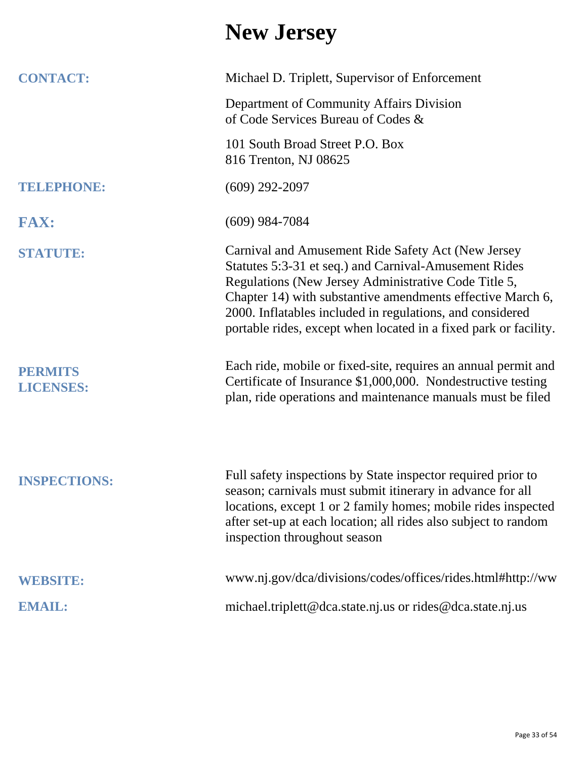# New Jersey

**CONTACT:** Michael D. Triplett, Supervisor of Enforcement

Department of Community Affairs Division of Code Services Bureau of Codes &

101 South Broad Street P.O. Box 816 Trenton, NJ 08625

**TELEPHONE:** (609) 292-2097

**FAX:** (609) 984-7084

**STATUTE:** Carnival and Amusement Ride Safety Act (New Jersey Statutes 5:3-31 et seq.) and Carnival-Amusement Rides Regulations (New Jersey Administrative Code Title 5, Chapter 14) with substantive amendments effective March 6, 2000. Inflatables included in regulations, and considered portable rides, except when located in a fixed park or facility.

**PERMITS LICENSES:** Each ride, mobile or fixed-site, requires an annual permit and Certificate of Insurance $1,000,000. Nondestructive testing plan, ride operations and maintenance manuals must be filed

**INSPECTIONS:** Full safety inspections by State inspector required prior to season; carnivals must submit itinerary in advance for all locations, except 1 or 2 family homes; mobile rides inspected after set-up at each location; all rides also subject to random inspection throughout season

**WEBSITE:** www.nj.gov/dca/divisions/codes/offices/rides.html#http://ww

**EMAIL:** michael.triplett@dca.state.nj.us or rides@dca.state.nj.us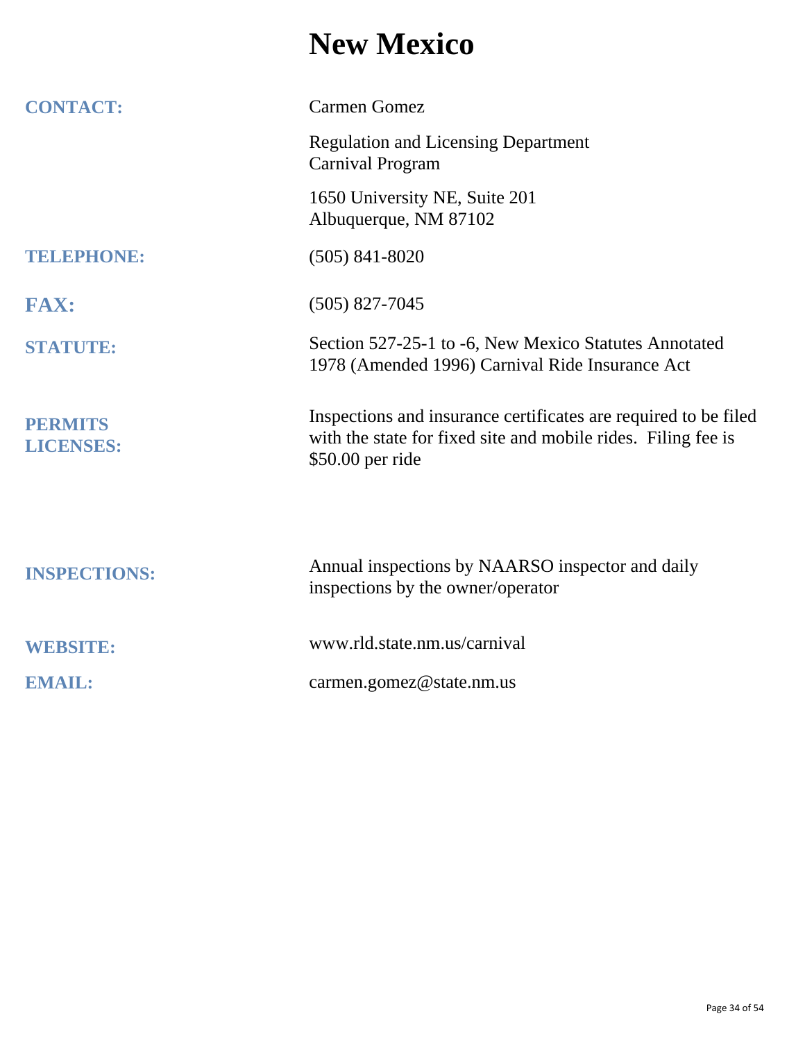# New Mexico

| | |
|---|---|
| **CONTACT:** | Carmen Gomez<br><br>Regulation and Licensing Department<br>Carnival Program<br><br>1650 University NE, Suite 201<br>Albuquerque, NM 87102 |
| **TELEPHONE:** | (505) 841-8020 |
| **FAX:** | (505) 827-7045 |
| **STATUTE:** | Section 527-25-1 to -6, New Mexico Statutes Annotated 1978 (Amended 1996) Carnival Ride Insurance Act |
| **PERMITS LICENSES:** | Inspections and insurance certificates are required to be filed with the state for fixed site and mobile rides. Filing fee is $50.00 per ride |
| **INSPECTIONS:** | Annual inspections by NAARSO inspector and daily inspections by the owner/operator |
| **WEBSITE:** | www.rld.state.nm.us/carnival |
| **EMAIL:** | carmen.gomez@state.nm.us |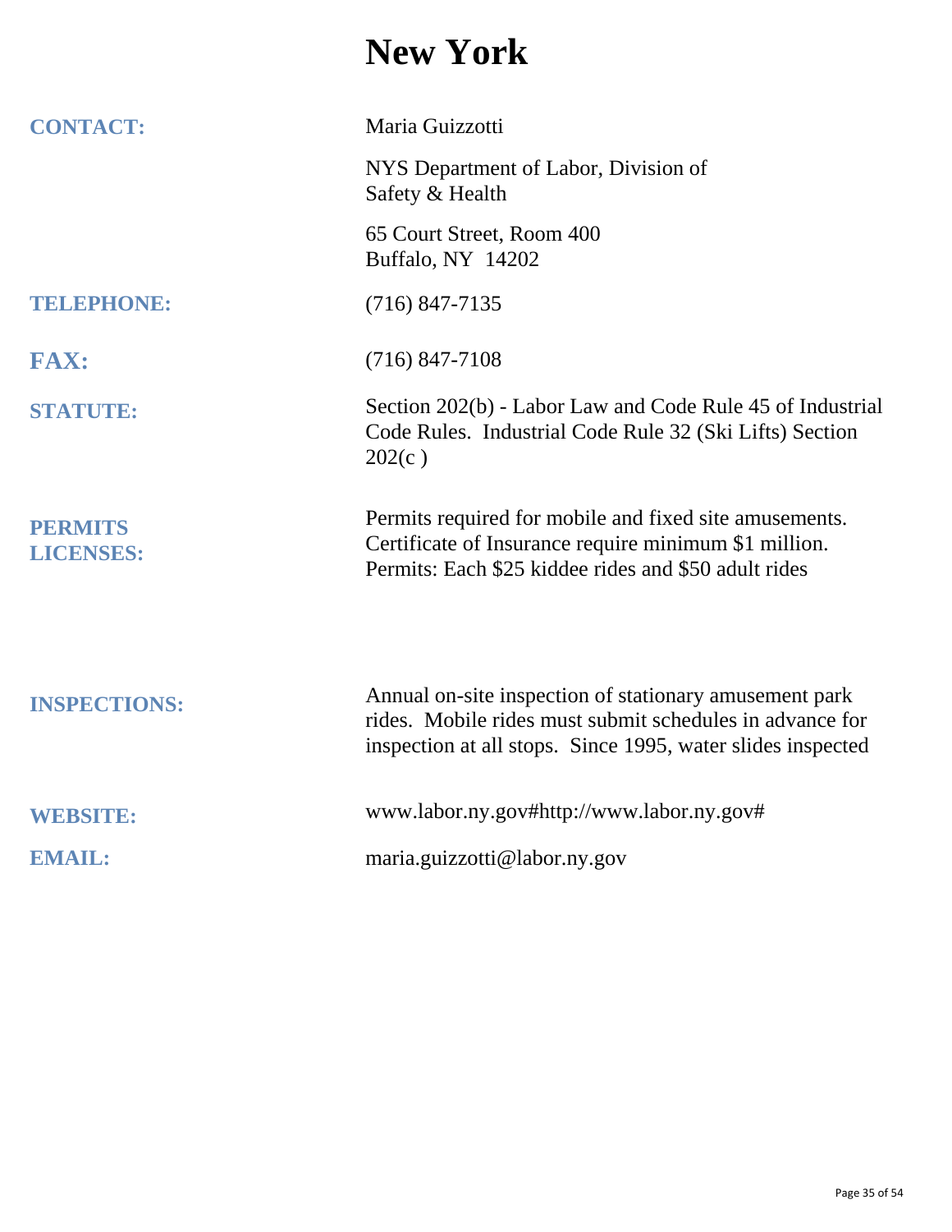# New York

**CONTACT:** Maria Guizzotti

NYS Department of Labor, Division of Safety & Health

65 Court Street, Room 400
Buffalo, NY 14202

**TELEPHONE:** (716) 847-7135

**FAX:** (716) 847-7108

**STATUTE:** Section 202(b) - Labor Law and Code Rule 45 of Industrial Code Rules. Industrial Code Rule 32 (Ski Lifts) Section 202(c )

**PERMITS LICENSES:** Permits required for mobile and fixed site amusements. Certificate of Insurance require minimum $1 million. Permits: Each $25 kiddee rides and $50 adult rides

**INSPECTIONS:** Annual on-site inspection of stationary amusement park rides. Mobile rides must submit schedules in advance for inspection at all stops. Since 1995, water slides inspected

**WEBSITE:** www.labor.ny.gov#http://www.labor.ny.gov#

**EMAIL:** maria.guizzotti@labor.ny.gov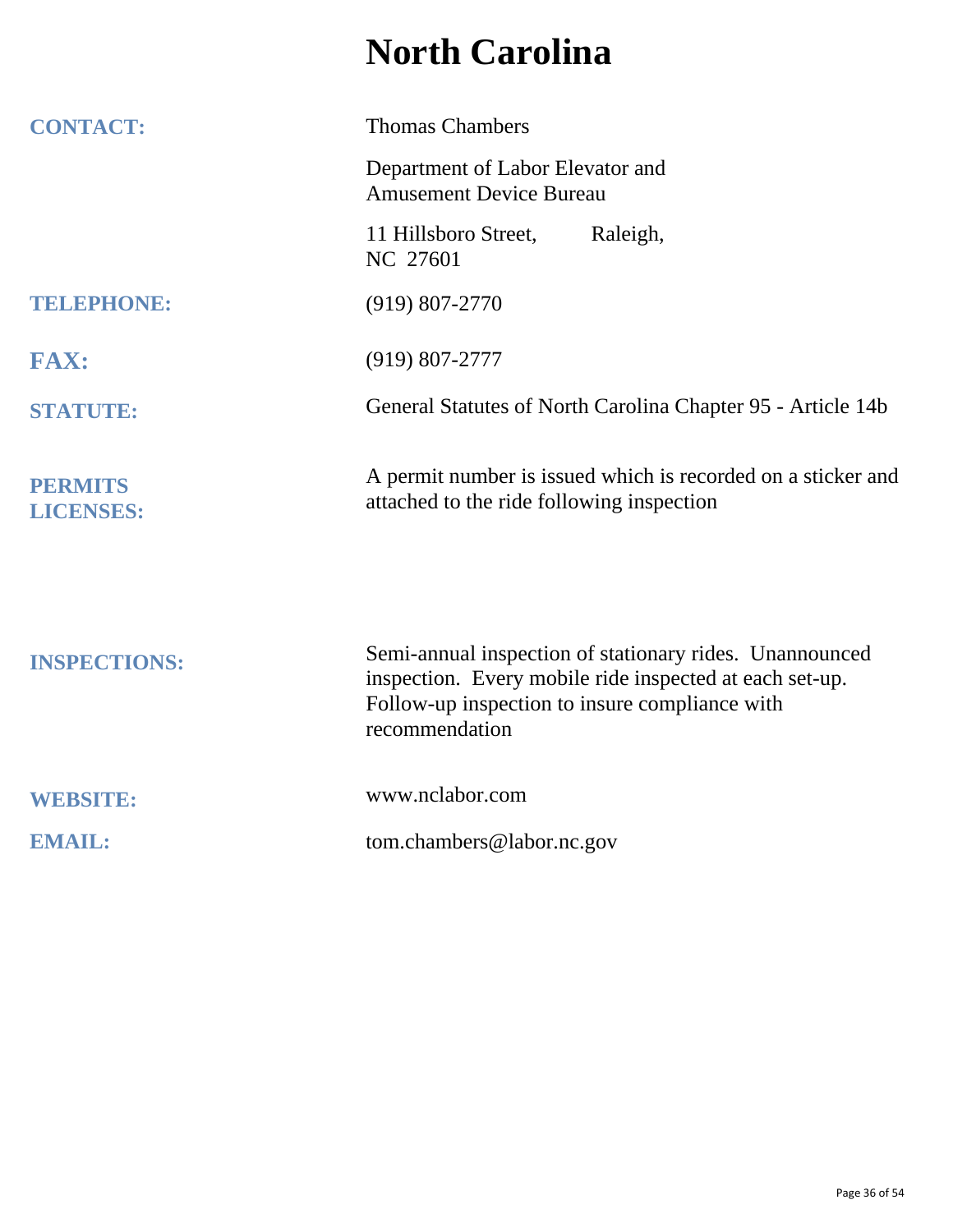# North Carolina

**CONTACT:** Thomas Chambers

Department of Labor Elevator and Amusement Device Bureau

11 Hillsboro Street, Raleigh, NC 27601

**TELEPHONE:** (919) 807-2770

**FAX:** (919) 807-2777

**STATUTE:** General Statutes of North Carolina Chapter 95 - Article 14b

**PERMITS LICENSES:** A permit number is issued which is recorded on a sticker and attached to the ride following inspection

**INSPECTIONS:** Semi-annual inspection of stationary rides. Unannounced inspection. Every mobile ride inspected at each set-up. Follow-up inspection to insure compliance with recommendation

**WEBSITE:** www.nclabor.com

**EMAIL:** tom.chambers@labor.nc.gov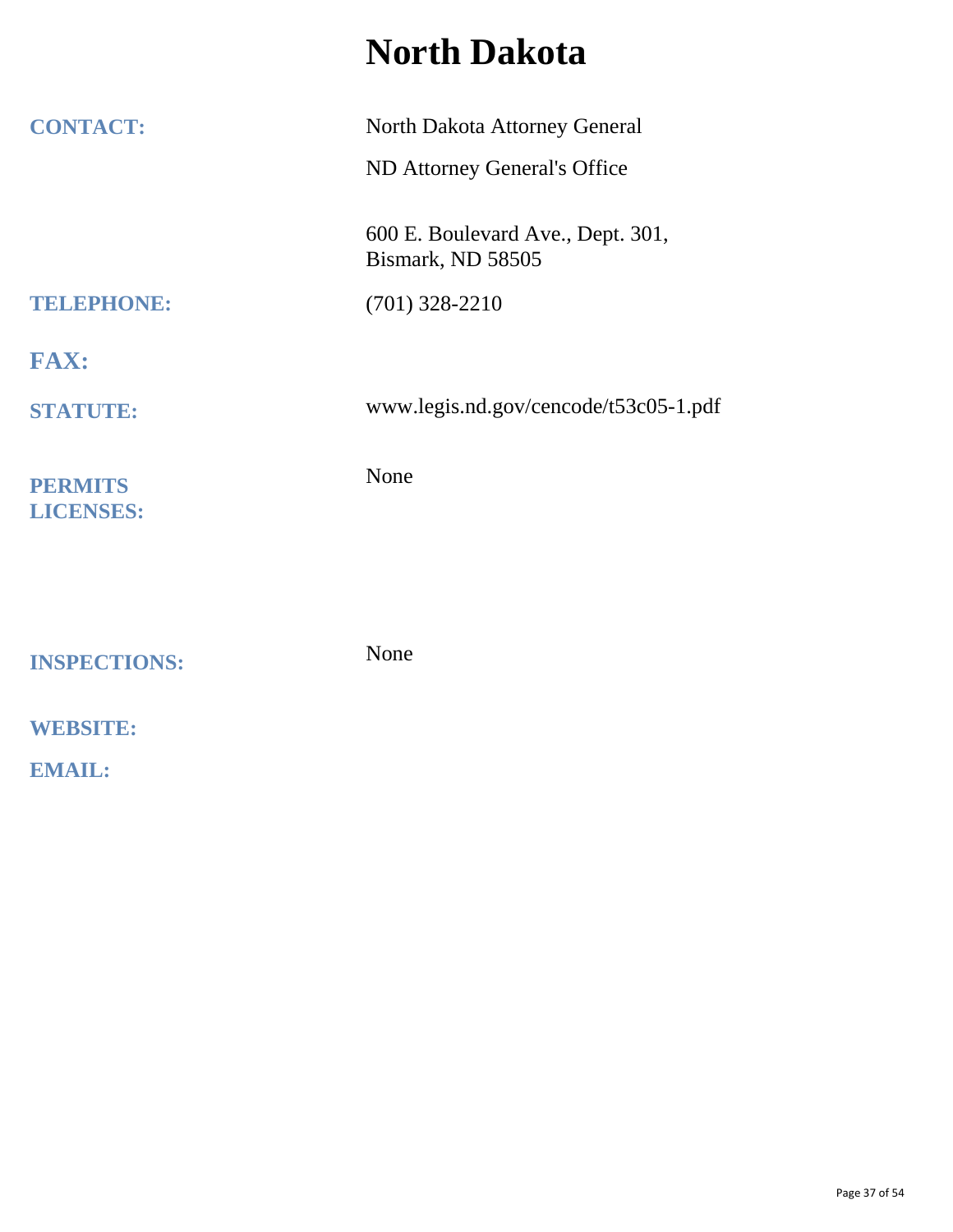# North Dakota

| | |
|---|---|
| **CONTACT:** | North Dakota Attorney General<br>ND Attorney General's Office<br><br>600 E. Boulevard Ave., Dept. 301,<br>Bismark, ND 58505 |
| **TELEPHONE:** | (701) 328-2210 |
| **FAX:** | |
| **STATUTE:** | www.legis.nd.gov/cencode/t53c05-1.pdf |
| **PERMITS LICENSES:** | None |
| **INSPECTIONS:** | None |
| **WEBSITE:** | |
| **EMAIL:** | |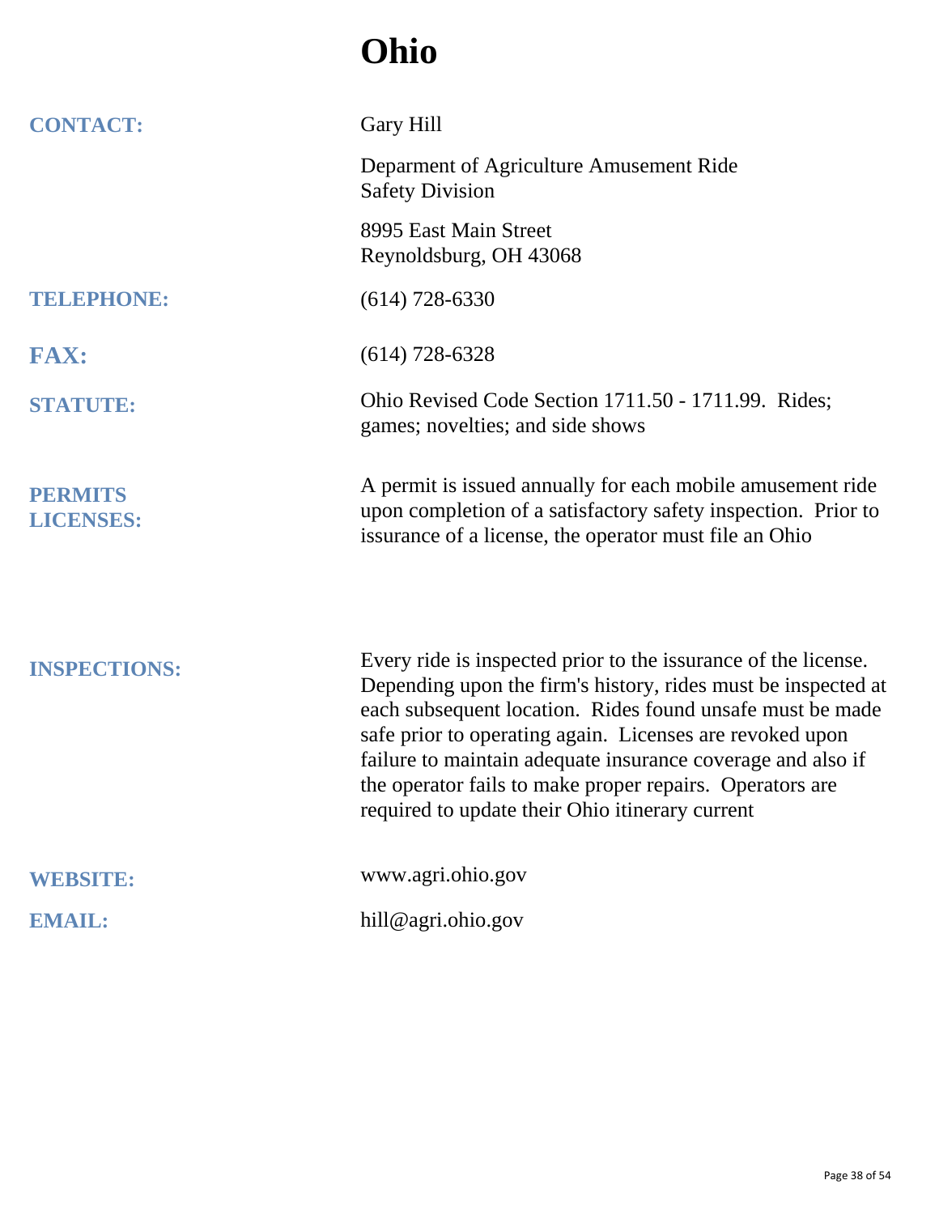# Ohio

**CONTACT:**

Gary Hill

Deparment of Agriculture Amusement Ride
Safety Division

8995 East Main Street
Reynoldsburg, OH 43068

**TELEPHONE:** (614) 728-6330

**FAX:** (614) 728-6328

**STATUTE:** Ohio Revised Code Section 1711.50 - 1711.99. Rides; games; novelties; and side shows

**PERMITS LICENSES:** A permit is issued annually for each mobile amusement ride upon completion of a satisfactory safety inspection. Prior to issurance of a license, the operator must file an Ohio

**INSPECTIONS:** Every ride is inspected prior to the issurance of the license. Depending upon the firm's history, rides must be inspected at each subsequent location. Rides found unsafe must be made safe prior to operating again. Licenses are revoked upon failure to maintain adequate insurance coverage and also if the operator fails to make proper repairs. Operators are required to update their Ohio itinerary current

**WEBSITE:** www.agri.ohio.gov

**EMAIL:** hill@agri.ohio.gov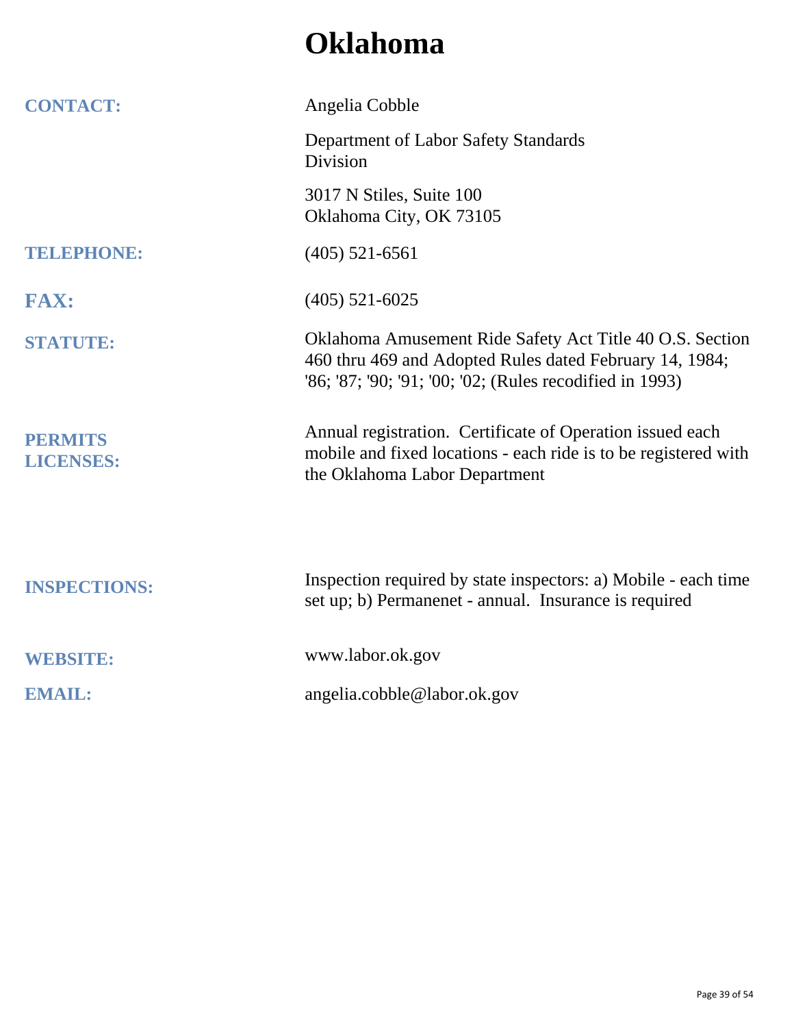# Oklahoma

**CONTACT:** Angelia Cobble

Department of Labor Safety Standards Division

3017 N Stiles, Suite 100
Oklahoma City, OK 73105

**TELEPHONE:** (405) 521-6561

**FAX:** (405) 521-6025

**STATUTE:** Oklahoma Amusement Ride Safety Act Title 40 O.S. Section 460 thru 469 and Adopted Rules dated February 14, 1984; '86; '87; '90; '91; '00; '02; (Rules recodified in 1993)

**PERMITS LICENSES:** Annual registration. Certificate of Operation issued each mobile and fixed locations - each ride is to be registered with the Oklahoma Labor Department

**INSPECTIONS:** Inspection required by state inspectors: a) Mobile - each time set up; b) Permanenet - annual. Insurance is required

**WEBSITE:** www.labor.ok.gov

**EMAIL:** angelia.cobble@labor.ok.gov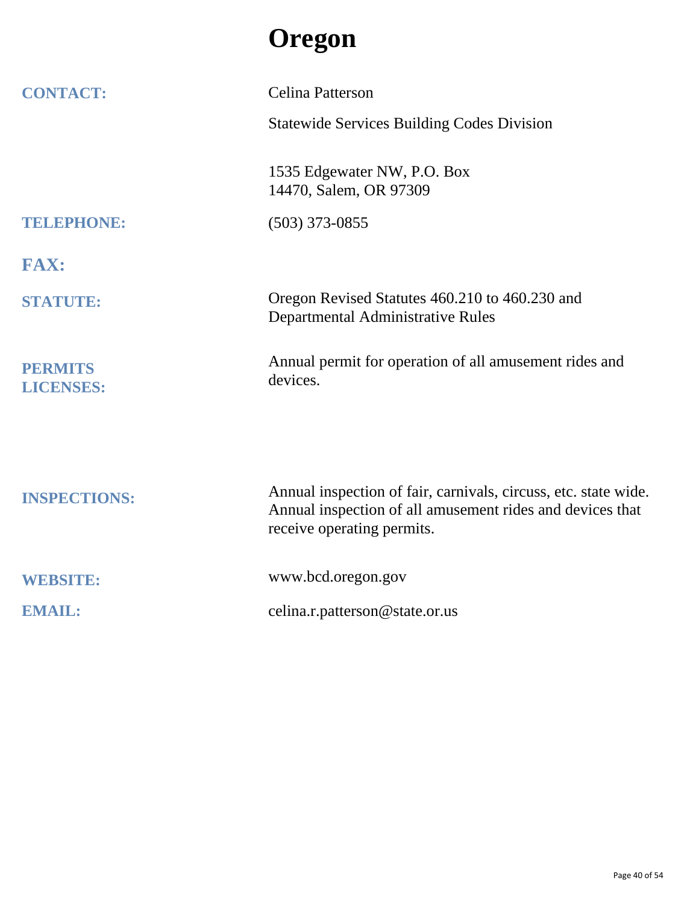# Oregon

**CONTACT:** Celina Patterson

Statewide Services Building Codes Division

1535 Edgewater NW, P.O. Box 14470, Salem, OR 97309

**TELEPHONE:** (503) 373-0855

**FAX:**

**STATUTE:** Oregon Revised Statutes 460.210 to 460.230 and Departmental Administrative Rules

**PERMITS LICENSES:** Annual permit for operation of all amusement rides and devices.

**INSPECTIONS:** Annual inspection of fair, carnivals, circuss, etc. state wide. Annual inspection of all amusement rides and devices that receive operating permits.

**WEBSITE:** www.bcd.oregon.gov

**EMAIL:** celina.r.patterson@state.or.us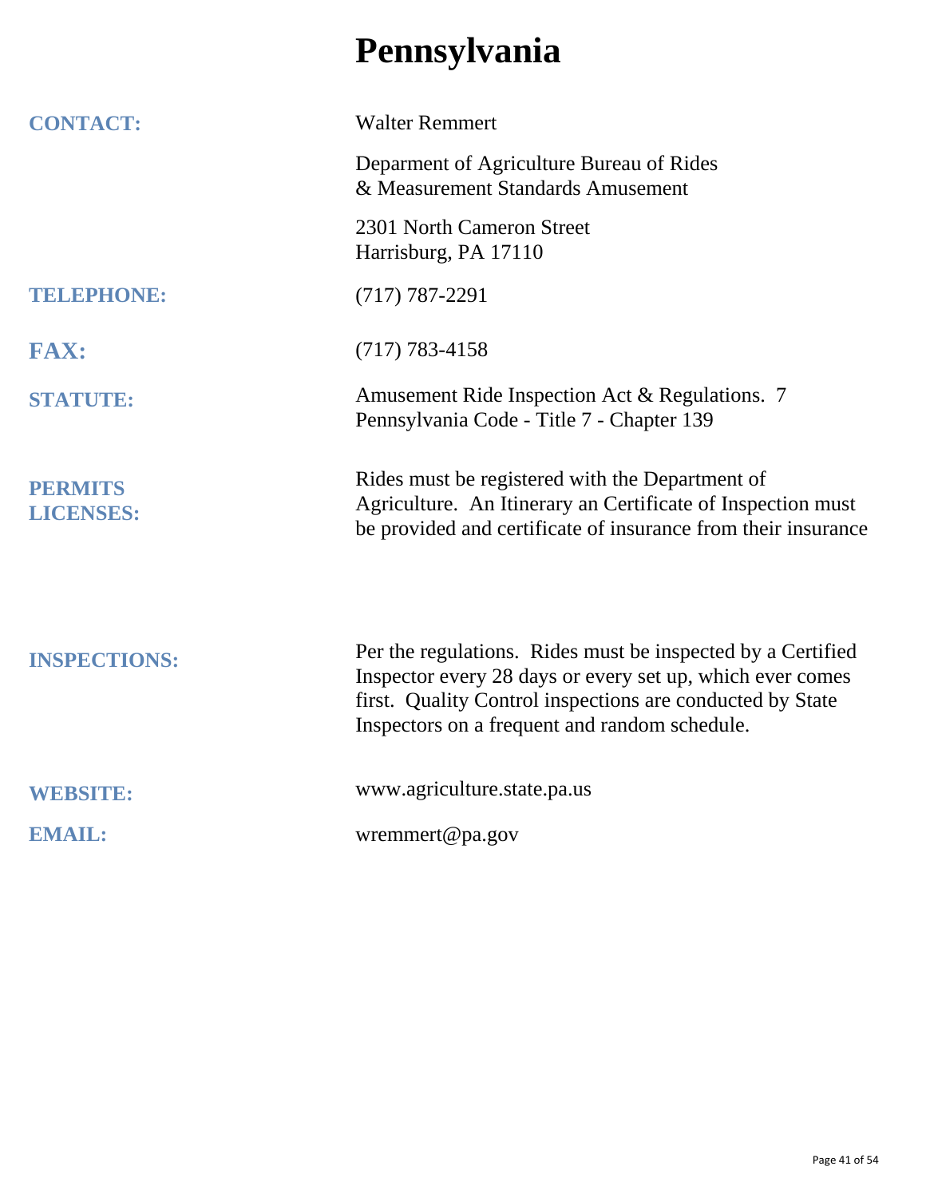# Pennsylvania

**CONTACT:** Walter Remmert

Deparment of Agriculture Bureau of Rides & Measurement Standards Amusement

2301 North Cameron Street
Harrisburg, PA 17110

**TELEPHONE:** (717) 787-2291

**FAX:** (717) 783-4158

**STATUTE:** Amusement Ride Inspection Act & Regulations. 7 Pennsylvania Code - Title 7 - Chapter 139

**PERMITS LICENSES:** Rides must be registered with the Department of Agriculture. An Itinerary an Certificate of Inspection must be provided and certificate of insurance from their insurance

**INSPECTIONS:** Per the regulations. Rides must be inspected by a Certified Inspector every 28 days or every set up, which ever comes first. Quality Control inspections are conducted by State Inspectors on a frequent and random schedule.

**WEBSITE:** www.agriculture.state.pa.us

**EMAIL:** wremmert@pa.gov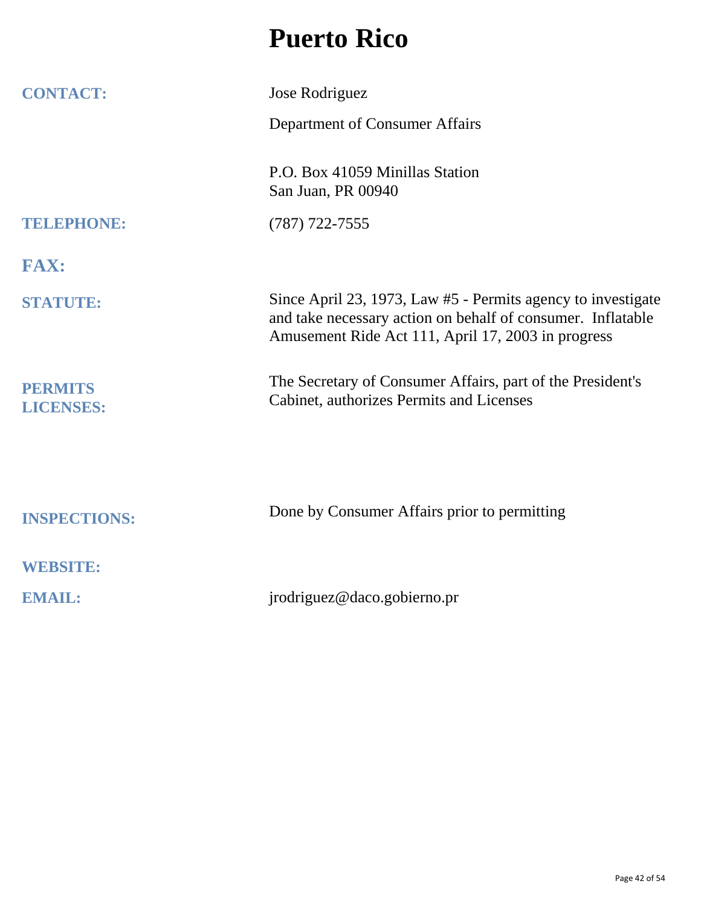# Puerto Rico

**CONTACT:** Jose Rodriguez

Department of Consumer Affairs

P.O. Box 41059 Minillas Station
San Juan, PR 00940

**TELEPHONE:** (787) 722-7555

**FAX:**

**STATUTE:** Since April 23, 1973, Law #5 - Permits agency to investigate and take necessary action on behalf of consumer. Inflatable Amusement Ride Act 111, April 17, 2003 in progress

**PERMITS LICENSES:** The Secretary of Consumer Affairs, part of the President's Cabinet, authorizes Permits and Licenses

**INSPECTIONS:** Done by Consumer Affairs prior to permitting

**WEBSITE:**

**EMAIL:** jrodriguez@daco.gobierno.pr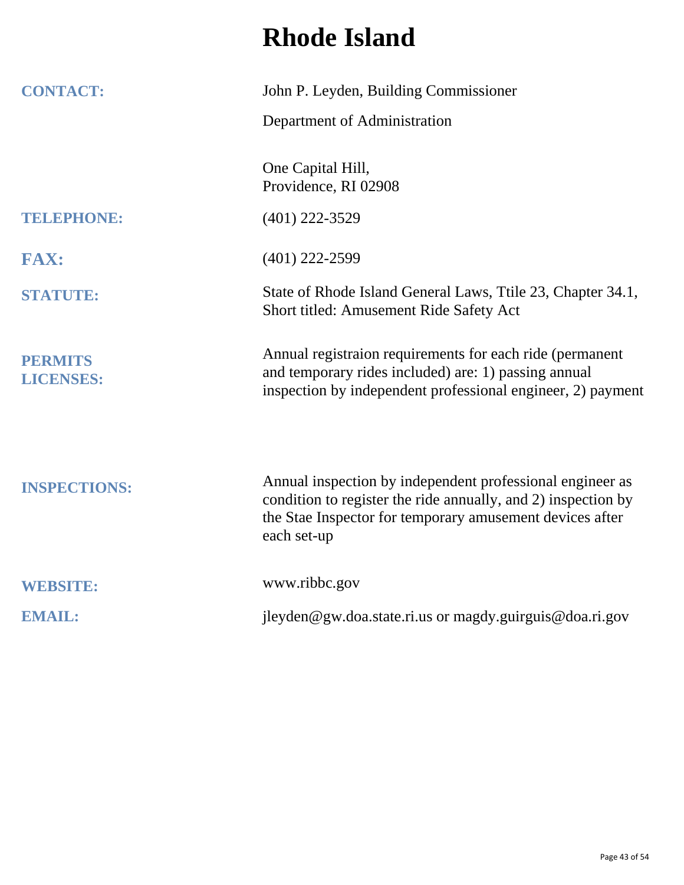# Rhode Island

**CONTACT:** John P. Leyden, Building Commissioner

Department of Administration

One Capital Hill,
Providence, RI 02908

**TELEPHONE:** (401) 222-3529

**FAX:** (401) 222-2599

**STATUTE:** State of Rhode Island General Laws, Ttile 23, Chapter 34.1, Short titled: Amusement Ride Safety Act

**PERMITS LICENSES:** Annual registraion requirements for each ride (permanent and temporary rides included) are: 1) passing annual inspection by independent professional engineer, 2) payment

**INSPECTIONS:** Annual inspection by independent professional engineer as condition to register the ride annually, and 2) inspection by the Stae Inspector for temporary amusement devices after each set-up

**WEBSITE:** www.ribbc.gov

**EMAIL:** jleyden@gw.doa.state.ri.us or magdy.guirguis@doa.ri.gov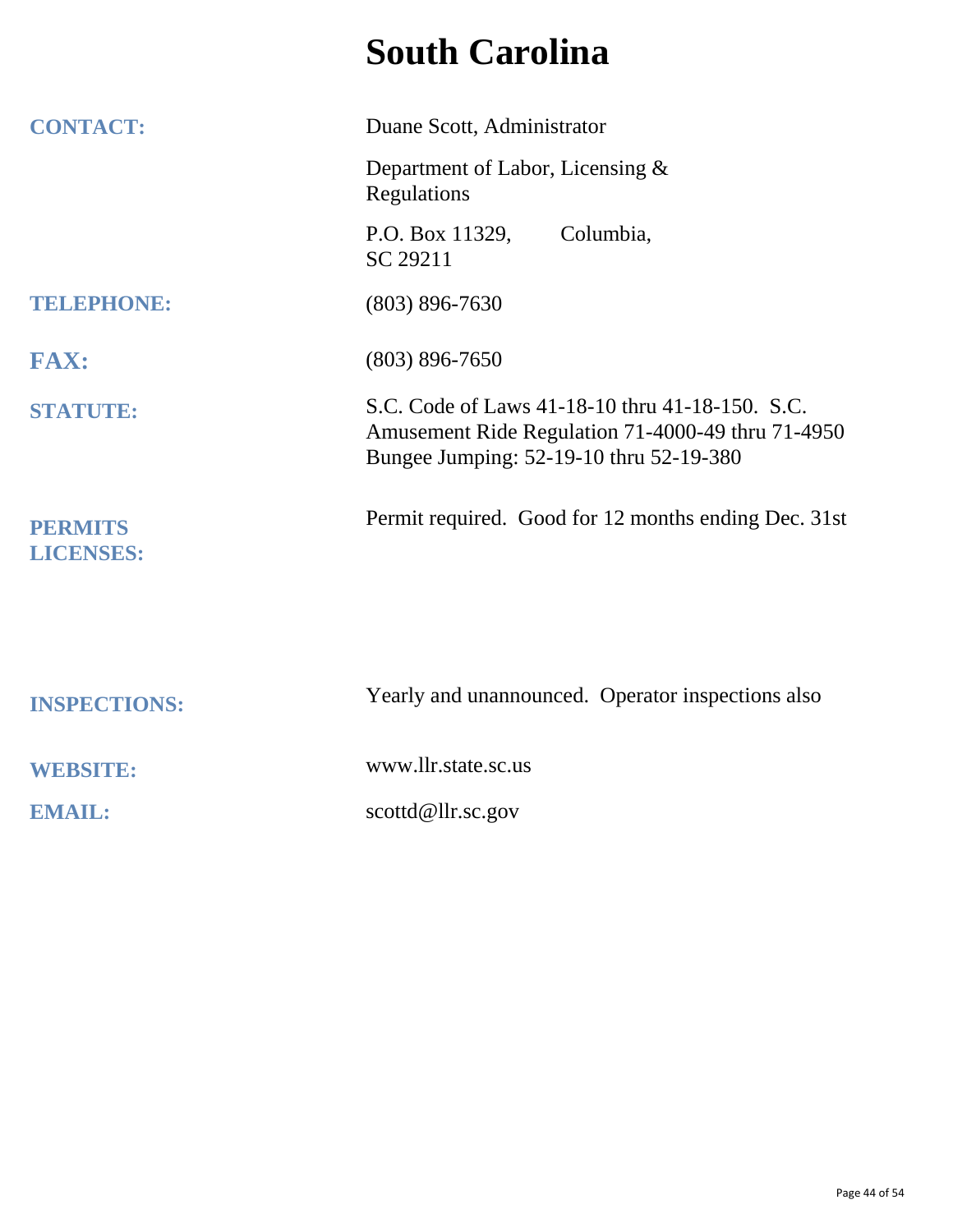# South Carolina

| | |
|---|---|
| **CONTACT:** | Duane Scott, Administrator<br>Department of Labor, Licensing & Regulations<br>P.O. Box 11329, Columbia, SC 29211 |
| **TELEPHONE:** | (803) 896-7630 |
| **FAX:** | (803) 896-7650 |
| **STATUTE:** | S.C. Code of Laws 41-18-10 thru 41-18-150. S.C. Amusement Ride Regulation 71-4000-49 thru 71-4950 Bungee Jumping: 52-19-10 thru 52-19-380 |
| **PERMITS LICENSES:** | Permit required. Good for 12 months ending Dec. 31st |
| **INSPECTIONS:** | Yearly and unannounced. Operator inspections also |
| **WEBSITE:** | www.llr.state.sc.us |
| **EMAIL:** | scottd@llr.sc.gov |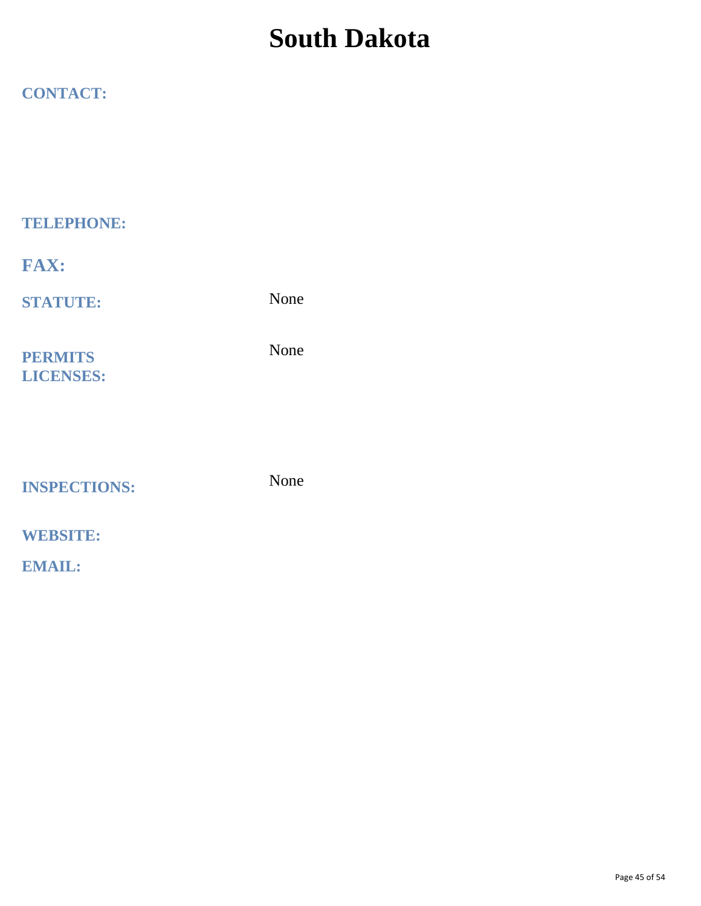# South Dakota

**CONTACT:**

**TELEPHONE:**

**FAX:**

**STATUTE:** None

**PERMITS LICENSES:** None

**INSPECTIONS:** None

**WEBSITE:**

**EMAIL:**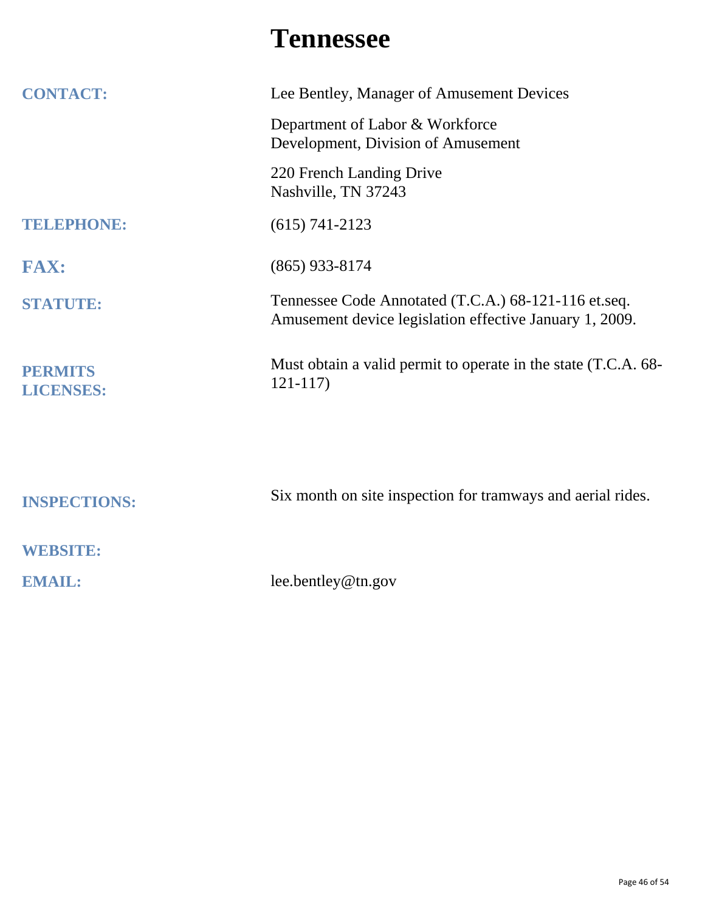# Tennessee

**CONTACT:**
Lee Bentley, Manager of Amusement Devices

Department of Labor & Workforce Development, Division of Amusement

220 French Landing Drive
Nashville, TN 37243

**TELEPHONE:** (615) 741-2123

**FAX:** (865) 933-8174

**STATUTE:** Tennessee Code Annotated (T.C.A.) 68-121-116 et.seq. Amusement device legislation effective January 1, 2009.

**PERMITS LICENSES:** Must obtain a valid permit to operate in the state (T.C.A. 68-121-117)

**INSPECTIONS:** Six month on site inspection for tramways and aerial rides.

**WEBSITE:**

**EMAIL:** lee.bentley@tn.gov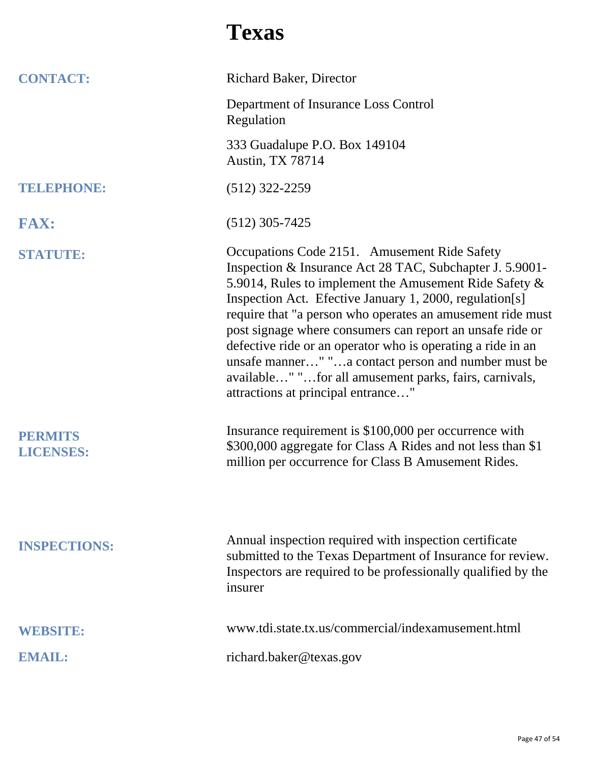# Texas

**CONTACT:** Richard Baker, Director

Department of Insurance Loss Control Regulation

333 Guadalupe P.O. Box 149104
Austin, TX 78714

**TELEPHONE:** (512) 322-2259

**FAX:** (512) 305-7425

**STATUTE:** Occupations Code 2151. Amusement Ride Safety Inspection & Insurance Act 28 TAC, Subchapter J. 5.9001-5.9014, Rules to implement the Amusement Ride Safety & Inspection Act. Efective January 1, 2000, regulation[s] require that "a person who operates an amusement ride must post signage where consumers can report an unsafe ride or defective ride or an operator who is operating a ride in an unsafe manner…" "…a contact person and number must be available…" "…for all amusement parks, fairs, carnivals, attractions at principal entrance…"

**PERMITS LICENSES:** Insurance requirement is $100,000 per occurrence with $300,000 aggregate for Class A Rides and not less than $1 million per occurrence for Class B Amusement Rides.

**INSPECTIONS:** Annual inspection required with inspection certificate submitted to the Texas Department of Insurance for review. Inspectors are required to be professionally qualified by the insurer

**WEBSITE:** www.tdi.state.tx.us/commercial/indexamusement.html

**EMAIL:** richard.baker@texas.gov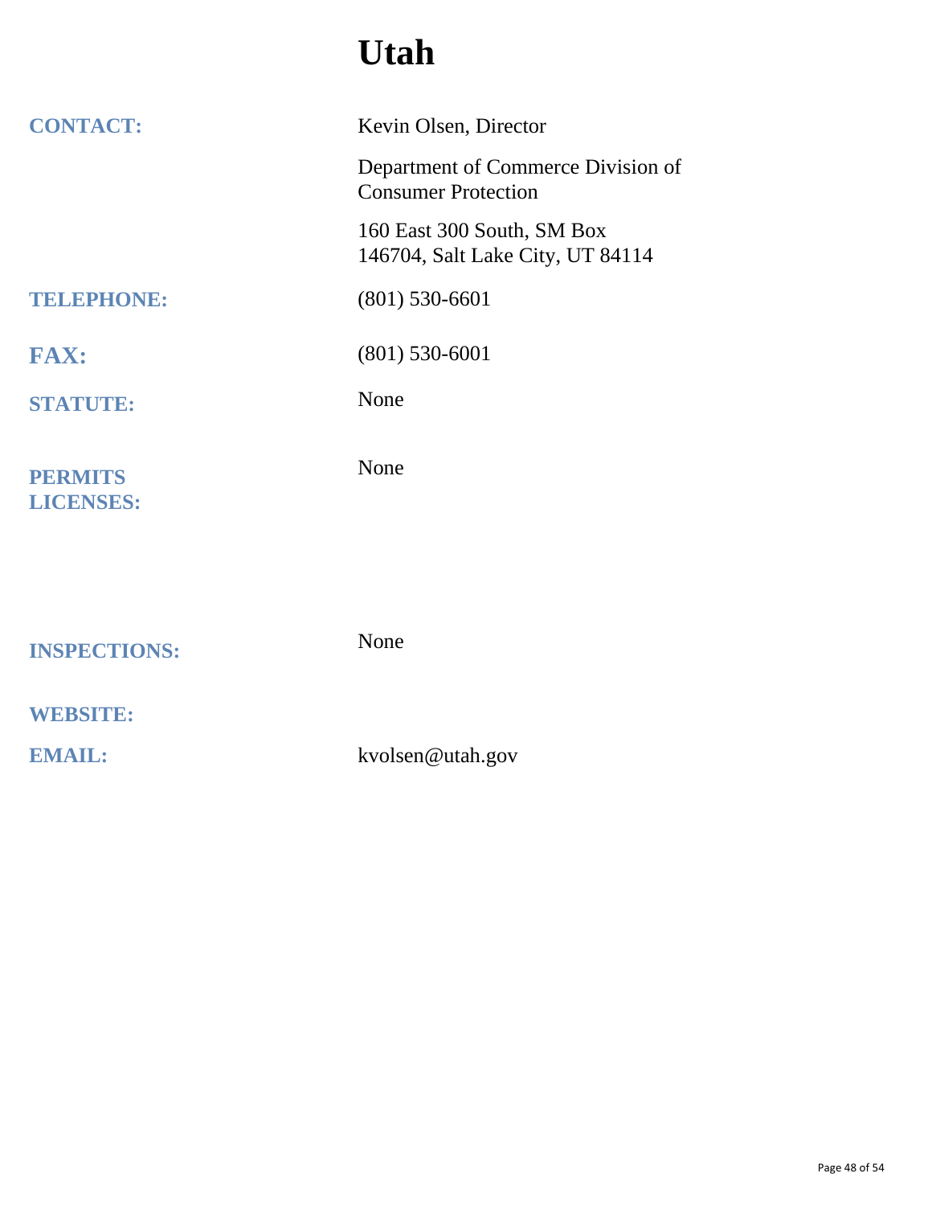# Utah

| | |
|---|---|
| **CONTACT:** | Kevin Olsen, Director<br><br>Department of Commerce Division of Consumer Protection<br><br>160 East 300 South, SM Box 146704, Salt Lake City, UT 84114 |
| **TELEPHONE:** | (801) 530-6601 |
| **FAX:** | (801) 530-6001 |
| **STATUTE:** | None |
| **PERMITS LICENSES:** | None |
| **INSPECTIONS:** | None |
| **WEBSITE:** | |
| **EMAIL:** | kvolsen@utah.gov |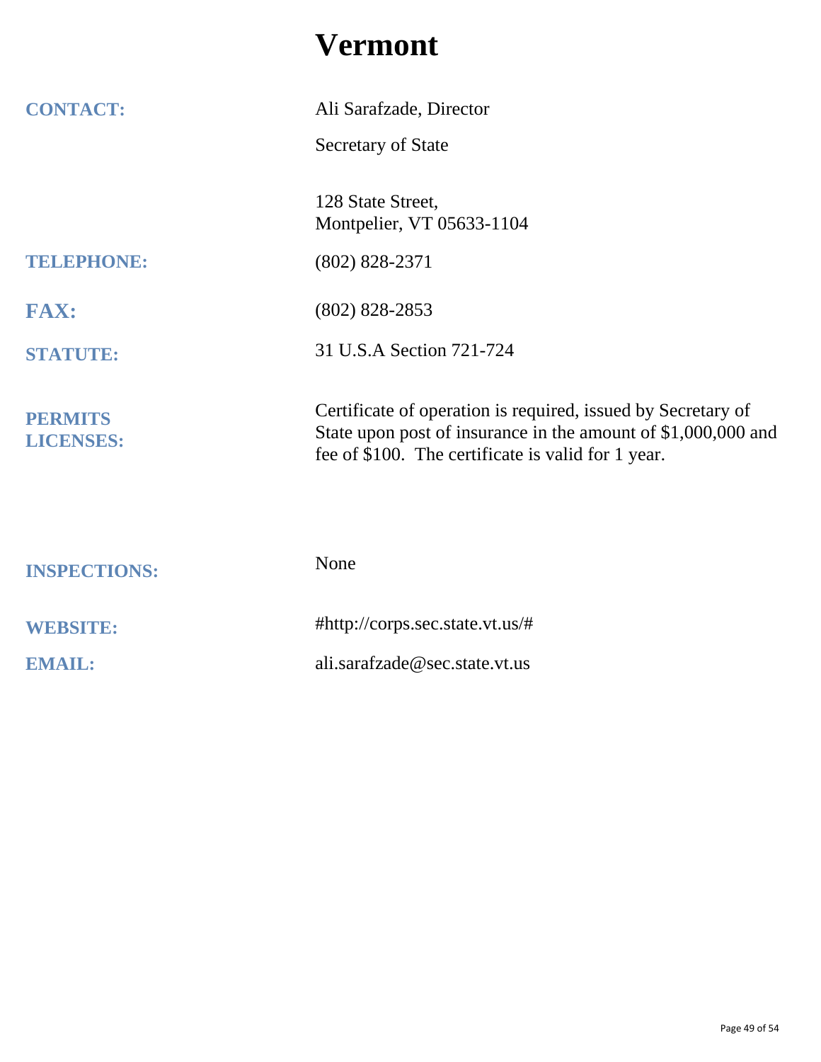# Vermont

**CONTACT:** Ali Sarafzade, Director

Secretary of State

128 State Street,
Montpelier, VT 05633-1104

**TELEPHONE:** (802) 828-2371

**FAX:** (802) 828-2853

**STATUTE:** 31 U.S.A Section 721-724

**PERMITS LICENSES:** Certificate of operation is required, issued by Secretary of State upon post of insurance in the amount of $1,000,000 and fee of $100. The certificate is valid for 1 year.

**INSPECTIONS:** None

**WEBSITE:** #http://corps.sec.state.vt.us/#

**EMAIL:** ali.sarafzade@sec.state.vt.us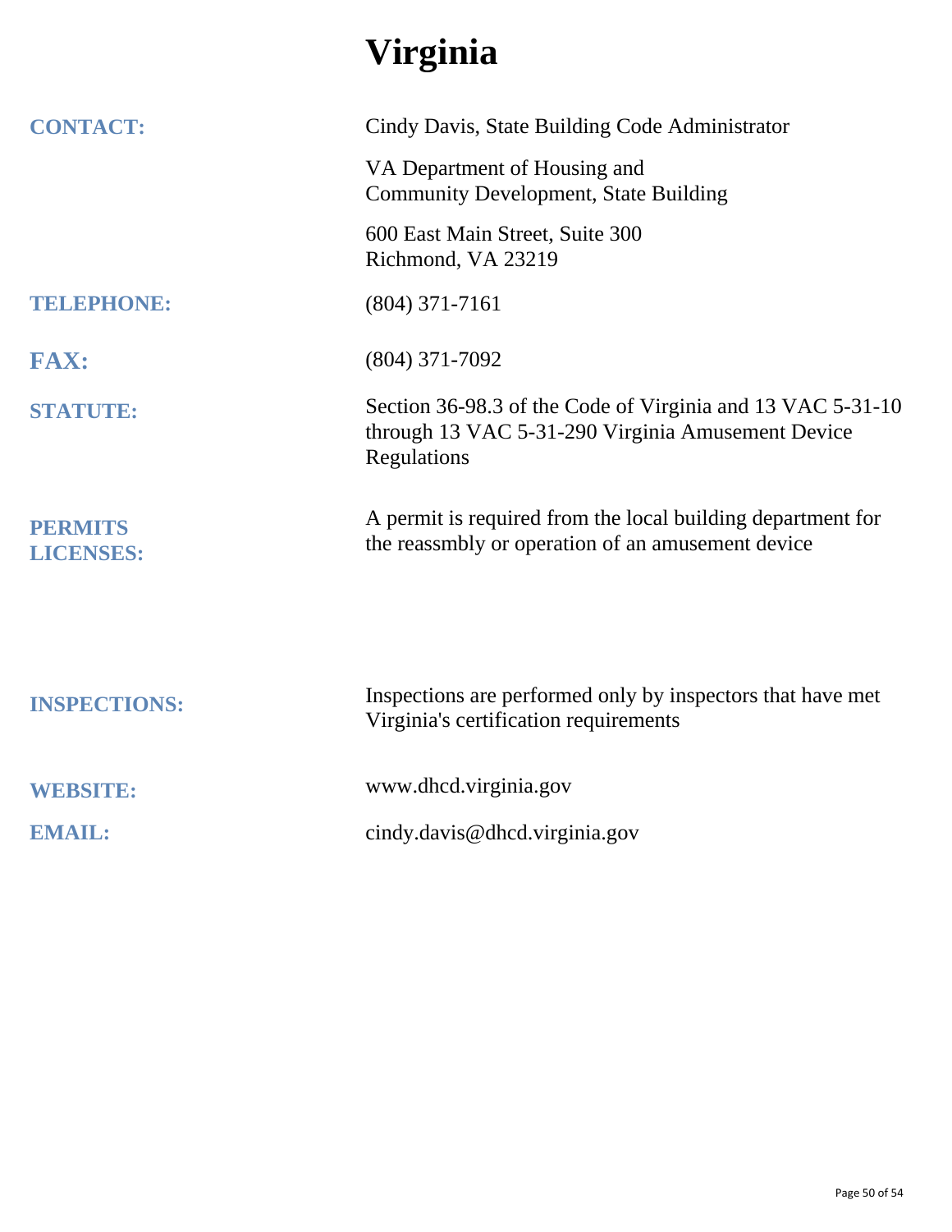# Virginia

| | |
|---|---|
| **CONTACT:** | Cindy Davis, State Building Code Administrator<br><br>VA Department of Housing and Community Development, State Building<br><br>600 East Main Street, Suite 300<br>Richmond, VA 23219 |
| **TELEPHONE:** | (804) 371-7161 |
| **FAX:** | (804) 371-7092 |
| **STATUTE:** | Section 36-98.3 of the Code of Virginia and 13 VAC 5-31-10 through 13 VAC 5-31-290 Virginia Amusement Device Regulations |
| **PERMITS LICENSES:** | A permit is required from the local building department for the reassmbly or operation of an amusement device |
| **INSPECTIONS:** | Inspections are performed only by inspectors that have met Virginia's certification requirements |
| **WEBSITE:** | www.dhcd.virginia.gov |
| **EMAIL:** | cindy.davis@dhcd.virginia.gov |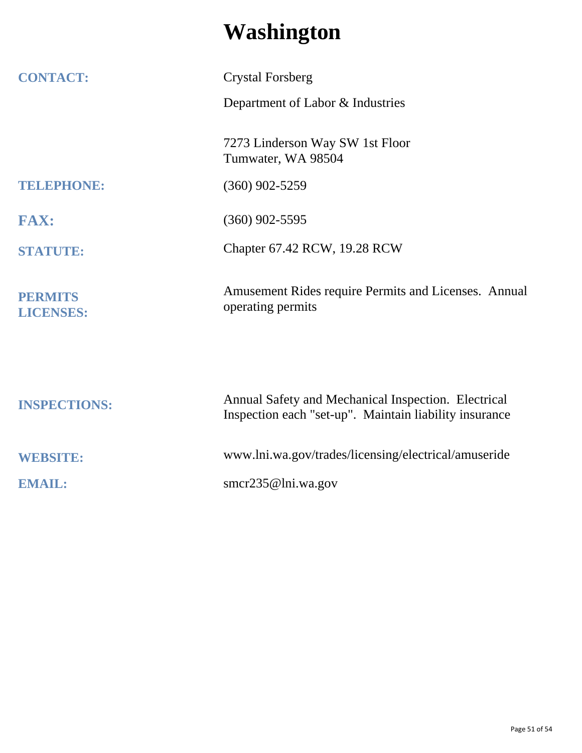# Washington

**CONTACT:** Crystal Forsberg

Department of Labor & Industries

7273 Linderson Way SW 1st Floor
Tumwater, WA 98504

**TELEPHONE:** (360) 902-5259

**FAX:** (360) 902-5595

**STATUTE:** Chapter 67.42 RCW, 19.28 RCW

**PERMITS LICENSES:** Amusement Rides require Permits and Licenses. Annual operating permits

**INSPECTIONS:** Annual Safety and Mechanical Inspection. Electrical Inspection each "set-up". Maintain liability insurance

**WEBSITE:** www.lni.wa.gov/trades/licensing/electrical/amuseride

**EMAIL:** smcr235@lni.wa.gov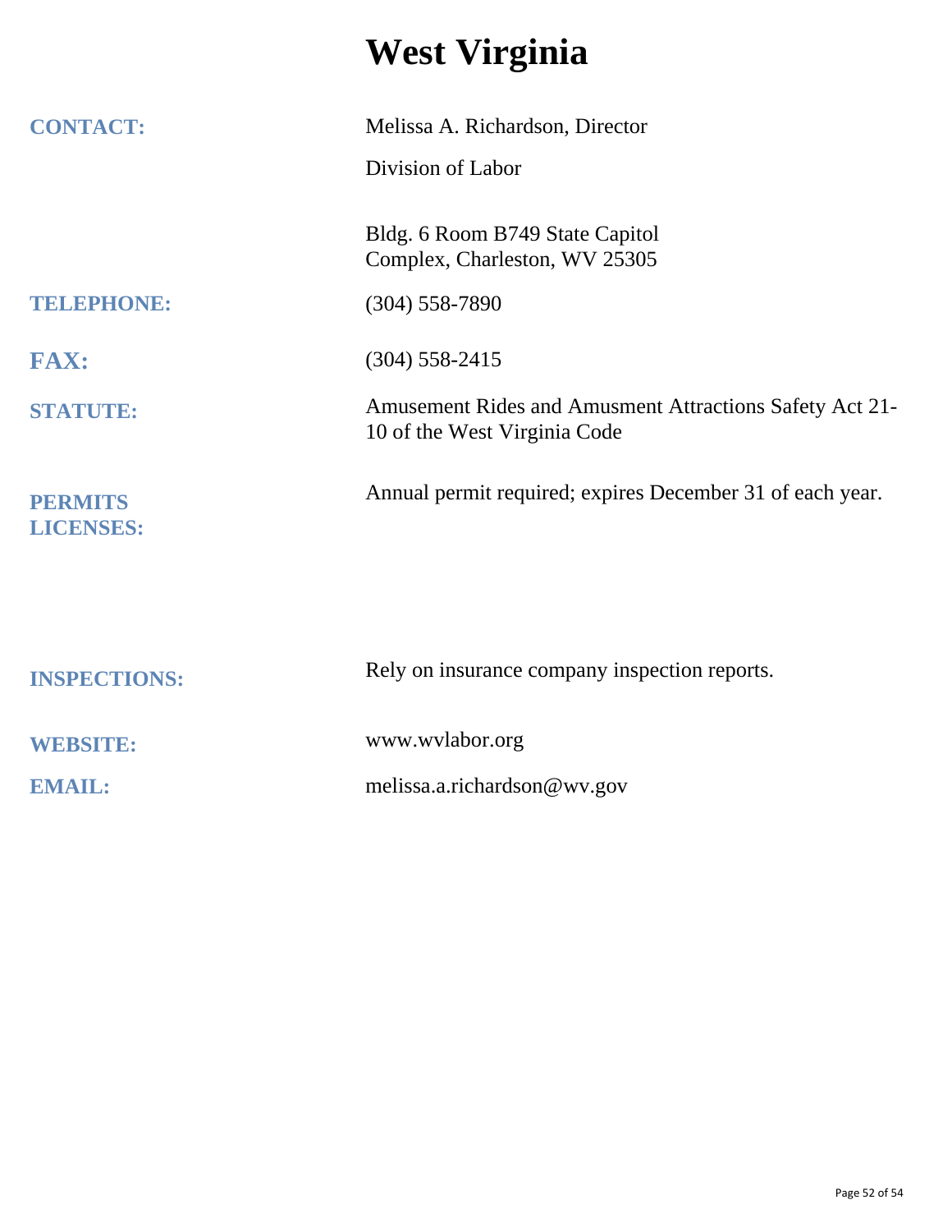# West Virginia

**CONTACT:** Melissa A. Richardson, Director

Division of Labor

Bldg. 6 Room B749 State Capitol Complex, Charleston, WV 25305

**TELEPHONE:** (304) 558-7890

**FAX:** (304) 558-2415

**STATUTE:** Amusement Rides and Amusment Attractions Safety Act 21-10 of the West Virginia Code

**PERMITS LICENSES:** Annual permit required; expires December 31 of each year.

**INSPECTIONS:** Rely on insurance company inspection reports.

**WEBSITE:** www.wvlabor.org

**EMAIL:** melissa.a.richardson@wv.gov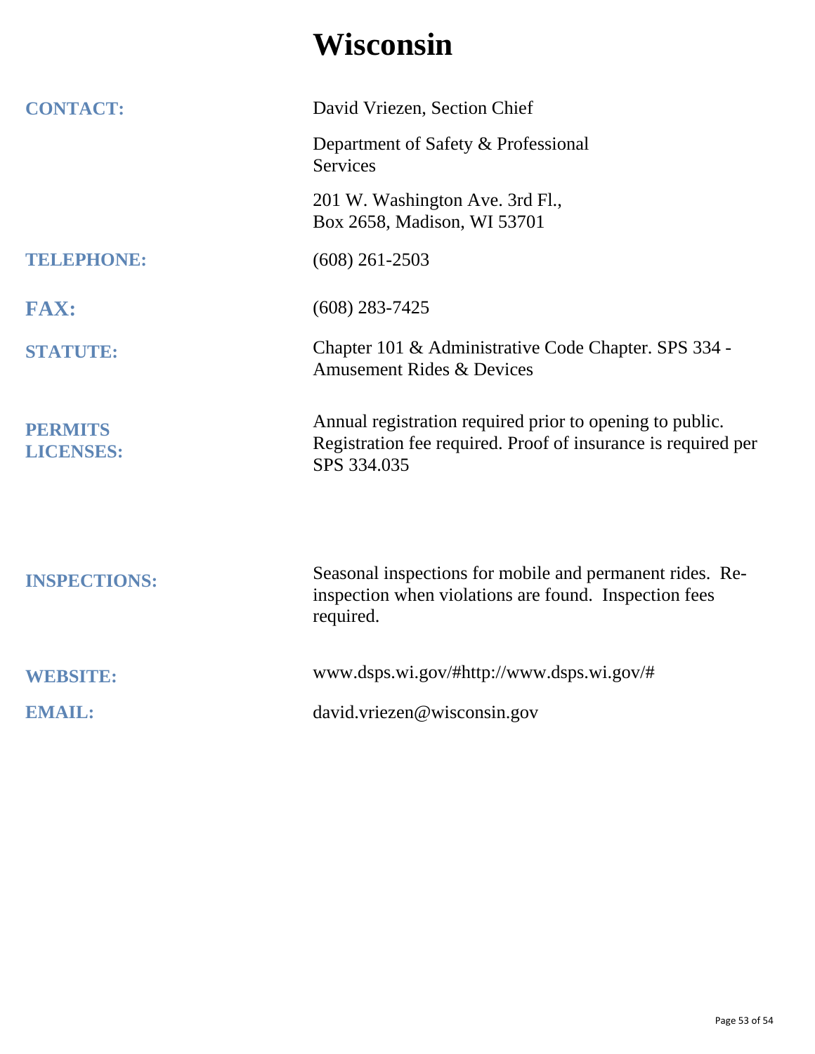# Wisconsin

**CONTACT:** David Vriezen, Section Chief

Department of Safety & Professional Services

201 W. Washington Ave. 3rd Fl.,
Box 2658, Madison, WI 53701

**TELEPHONE:** (608) 261-2503

**FAX:** (608) 283-7425

**STATUTE:** Chapter 101 & Administrative Code Chapter. SPS 334 - Amusement Rides & Devices

**PERMITS LICENSES:** Annual registration required prior to opening to public. Registration fee required. Proof of insurance is required per SPS 334.035

**INSPECTIONS:** Seasonal inspections for mobile and permanent rides. Re-inspection when violations are found. Inspection fees required.

**WEBSITE:** www.dsps.wi.gov/#http://www.dsps.wi.gov/#

**EMAIL:** david.vriezen@wisconsin.gov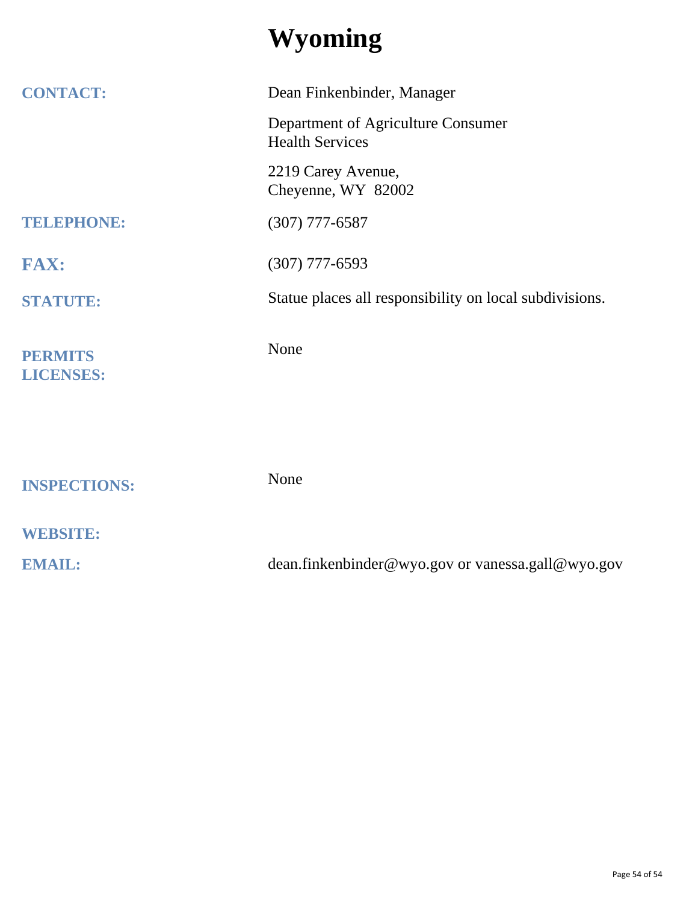# Wyoming

**CONTACT:** Dean Finkenbinder, Manager

Department of Agriculture Consumer Health Services

2219 Carey Avenue,
Cheyenne, WY 82002

**TELEPHONE:** (307) 777-6587

**FAX:** (307) 777-6593

**STATUTE:** Statue places all responsibility on local subdivisions.

**PERMITS LICENSES:** None

**INSPECTIONS:** None

**WEBSITE:**

**EMAIL:** dean.finkenbinder@wyo.gov or vanessa.gall@wyo.gov